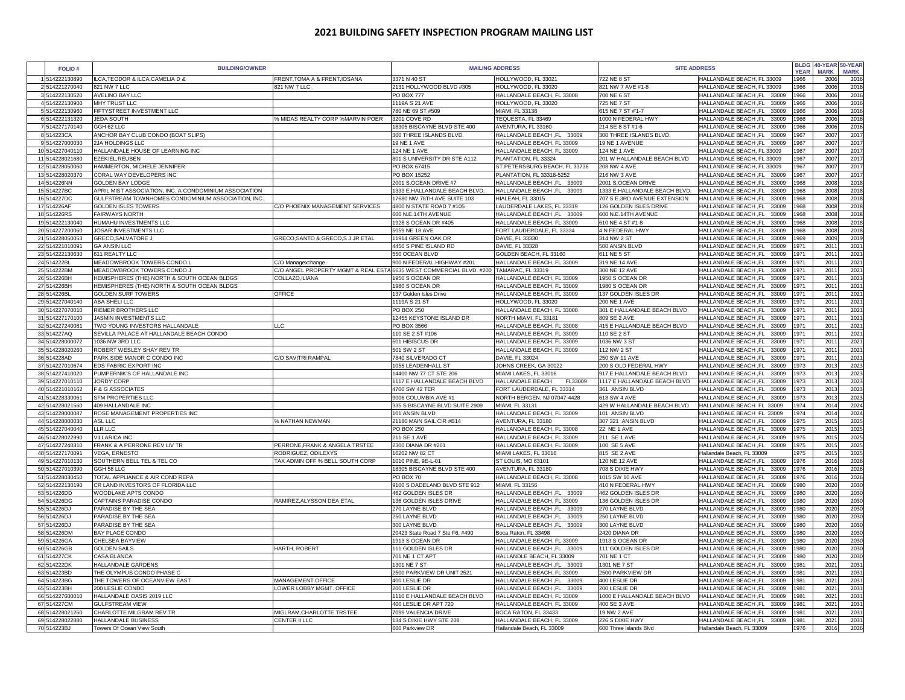## 2021 BUILDING SAFETY INSPECTION PROGRAM MAILING LIST

| | FOLIO # | BUILDING/OWNER | | MAILING ADDRESS | | SITE ADDRESS | | BLDG YEAR | 40-YEAR MARK | 50-YEAR MARK |
|---|---|---|---|---|---|---|---|---|---|---|
| 1 | 514222130890 | ILCA,TEODOR & ILCA,CAMELIA D & | FRENT,TOMA A & FRENT,IOSANA | 3371 N 40 ST | HOLLYWOOD, FL 33021 | 722 NE 8 ST | HALLANDALE BEACH, FL 33009 | 1966 | 2006 | 2016 |
| 2 | 514221270040 | 821 NW 7 LLC | 821 NW 7 LLC | 2131 HOLLYWOOD BLVD #305 | HOLLYWOOD, FL 33020 | 821 NW 7 AVE #1-8 | HALLANDALE BEACH, FL 33009 | 1966 | 2006 | 2016 |
| 3 | 514222130520 | AVELINO BAY LLC | | PO BOX 777 | HALLANDALE BEACH, FL 33008 | 700 NE 6 ST | HALLANDALE BEACH ,FL 33009 | 1966 | 2006 | 2016 |
| 4 | 514222130900 | MHY TRUST LLC | | 1119A S 21 AVE | HOLLYWOOD, FL 33020 | 725 NE 7 ST | HALLANDALE BEACH ,FL 33009 | 1966 | 2006 | 2016 |
| 5 | 514222130960 | FIFTYSTREET INVESTMENT LLC | | 780 NE 69 ST #509 | MIAMI, FL 33138 | 615 NE 7 ST #'1-7 | HALLANDALE BEACH ,FL 33009 | 1966 | 2006 | 2016 |
| 6 | 514222131320 | JEDA SOUTH | % MIDAS REALTY CORP %MARVIN POER | 3201 COVE RD | TEQUESTA, FL 33469 | 1000 N FEDERAL HWY | HALLANDALE BEACH ,FL 33009 | 1966 | 2006 | 2016 |
| 7 | 514227170140 | GGH 62 LLC | | 18305 BISCAYNE BLVD STE 400 | AVENTURA, FL 33160 | 214 SE 8 ST #1-6 | HALLANDALE BEACH ,FL 33009 | 1966 | 2006 | 2016 |
| 8 | 514223CA | ANCHOR BAY CLUB CONDO (BOAT SLIPS) | | 300 THREE ISLANDS BLVD. | HALLANDALE BEACH ,FL 33009 | 300 THREE ISLANDS BLVD. | HALLANDALE BEACH ,FL 33009 | 1967 | 2007 | 2017 |
| 9 | 514227000030 | 2JA HOLDINGS LLC | | 19 NE 1 AVE | HALLANDALE BEACH, FL 33009 | 19 NE 1 AVENUE | HALLANDALE BEACH ,FL 33009 | 1967 | 2007 | 2017 |
| 10 | 514227040110 | HALLANDALE HOUSE OF LEARNING INC | | 124 NE 1 AVE | HALLANDALE BEACH, FL 33009 | 124 NE 1 AVE | HALLANDALE BEACH, FL 33009 | 1967 | 2007 | 2017 |
| 11 | 514228021680 | EZEKIEL,REUBEN | | 801 S UNIVERSITY DR STE A112 | PLANTATION, FL 33324 | 201 W HALLANDALE BEACH BLVD | HALLANDALE BEACH, FL 33009 | 1967 | 2007 | 2017 |
| 12 | 514228050060 | HAMMERTON, MICHELE JENNIFER | | PO BOX 67415 | ST PETERSBURG BEACH, FL 33736 | 208 NW 4 AVE | HALLANDALE BEACH, FL 33009 | 1967 | 2007 | 2017 |
| 13 | 514228020370 | CORAL WAY DEVELOPERS INC | | PO BOX 15252 | PLANTATION, FL 33318-5252 | 216 NW 3 AVE | HALLANDALE BEACH ,FL 33009 | 1967 | 2007 | 2017 |
| 14 | 514226NN | GOLDEN BAY LODGE | | 2001 S.OCEAN DRIVE #7 | HALLANDALE BEACH ,FL 33009 | 2001 S.OCEAN DRIVE | HALLANDALE BEACH ,FL 33009 | 1968 | 2008 | 2018 |
| 15 | 514227BC | APRIL MIST ASSOCIATION, INC. A CONDOMINIUM ASSOCIATION | | 1333 E.HALLANDALE BEACH BLVD. | HALLANDALE BEACH ,FL 33009 | 1333 E.HALLANDALE BEACH BLVD. | HALLANDALE BEACH ,FL 33009 | 1968 | 2008 | 2018 |
| 16 | 514227DC | GULFSTREAM TOWNHOMES CONDOMINIUM ASSOCIATION, INC. | | 17680 NW 78TH AVE SUITE 103 | HIALEAH, FL 33015 | 707 S.E.3RD AVENUE EXTENSION | HALLANDALE BEACH ,FL 33009 | 1968 | 2008 | 2018 |
| 17 | 514226AF | GOLDEN ISLES TOWERS | C/O PHOENIX MANAGEMENT SERVICES | 4800 N STATE ROAD 7 #105 | LAUDERDALE LAKES, FL 33319 | 126 GOLDEN ISLES DRIVE | HALLANDALE BEACH ,FL 33009 | 1968 | 2008 | 2018 |
| 18 | 514226RS | FAIRWAYS NORTH | | 600 N.E.14TH AVENUE | HALLANDALE BEACH ,FL 33009 | 600 N.E.14TH AVENUE | HALLANDALE BEACH ,FL 33009 | 1968 | 2008 | 2018 |
| 19 | 514222130040 | HUMAHU INVESTMENTS LLC | | 1928 S OCEAN DR #405 | HALLANDALE BEACH, FL 33009 | 610 NE 4 ST #1-8 | HALLANDALE BEACH ,FL 33009 | 1968 | 2008 | 2018 |
| 20 | 514227200060 | JOSAR INVESTMENTS LLC | | 5059 NE 18 AVE | FORT LAUDERDALE, FL 33334 | 4 N FEDERAL HWY | HALLANDALE BEACH ,FL 33009 | 1968 | 2008 | 2018 |
| 21 | 514228050053 | GRECO,SALVATORE J | GRECO,SANTO & GRECO,S J JR ETAL | 11914 GREEN OAK DR | DAVIE, FL 33330 | 314 NW 2 ST | HALLANDALE BEACH ,FL 33009 | 1969 | 2009 | 2019 |
| 22 | 514221010091 | GA ANSIN LLC | | 4450 S PINE ISLAND RD | DAVIE, FL 33328 | 500 ANSIN BLVD | HALLANDALE BEACH ,FL 33009 | 1971 | 2011 | 2021 |
| 23 | 514222130630 | 611 REALTY LLC | | 550 OCEAN BLVD | GOLDEN BEACH, FL 33160 | 611 NE 5 ST | HALLANDALE BEACH ,FL 33009 | 1971 | 2011 | 2021 |
| 24 | 514222BL | MEADOWBROOK TOWERS CONDO L | C/O Managexchange | 900 N FEDERAL HIGHWAY #201 | HALLANDALE BEACH, FL 33009 | 319 NE 14 AVE | HALLANDALE BEACH ,FL 33009 | 1971 | 2011 | 2021 |
| 25 | 514222BM | MEADOWBROOK TOWERS CONDO J | C/O ANGEL PROPERTY MGMT & REAL ESTA | 6635 WEST COMMERCIAL BLVD. #200 | TAMARAC, FL 33319 | 300 NE 12 AVE | HALLANDALE BEACH ,FL 33009 | 1971 | 2011 | 2021 |
| 26 | 514226BH | HEMISPHERES (THE) NORTH & SOUTH OCEAN BLDGS | COLLAZO,ILIANA | 1950 S OCEAN DR | HALLANDALE BEACH, FL 33009 | 1950 S OCEAN DR | HALLANDALE BEACH ,FL 33009 | 1971 | 2011 | 2021 |
| 27 | 514226BH | HEMISPHERES (THE) NORTH & SOUTH OCEAN BLDGS | | 1980 S OCEAN DR | HALLANDALE BEACH, FL 33009 | 1980 S OCEAN DR | HALLANDALE BEACH ,FL 33009 | 1971 | 2011 | 2021 |
| 28 | 514226BL | GOLDEN SURF TOWERS | OFFICE | 137 Golden Isles Drive | HALLANDALE BEACH, FL 33009 | 137 GOLDEN ISLES DR | HALLANDALE BEACH ,FL 33009 | 1971 | 2011 | 2021 |
| 29 | 514227040140 | ABA SHELI LLC | | 1119A S 21 ST | HOLLYWOOD, FL 33020 | 200 NE 1 AVE | HALLANDALE BEACH ,FL 33009 | 1971 | 2011 | 2021 |
| 30 | 514227070010 | RIEMER BROTHERS LLC | | PO BOX 250 | HALLANDALE BEACH, FL 33008 | 301 E HALLANDALE BEACH BLVD | HALLANDALE BEACH ,FL 33009 | 1971 | 2011 | 2021 |
| 31 | 514227170100 | JASMIN INVESTMENTS LLC | | 12455 KEYSTONE ISLAND DR | NORTH MIAMI, FL 33181 | 809 SE 2 AVE | HALLANDALE BEACH ,FL 33009 | 1971 | 2011 | 2021 |
| 32 | 514227240081 | TWO YOUNG INVESTORS HALLANDALE | LLC | PO BOX 3566 | HALLANDALE BEACH, FL 33008 | 415 E HALLANDALE BEACH BLVD | HALLANDALE BEACH ,FL 33009 | 1971 | 2011 | 2021 |
| 33 | 514227AQ | SEVILLA PALACE AT HALLANDALE BEACH CONDO | | 110 SE 2 ST #106 | HALLANDALE BEACH, FL 33009 | 110 SE 2 ST | HALLANDALE BEACH ,FL 33009 | 1971 | 2011 | 2021 |
| 34 | 514228000072 | 1036 NW 3RD LLC | | 501 HIBISCUS DR | HALLANDALE BEACH, FL 33009 | 1036 NW 3 ST | HALLANDALE BEACH ,FL 33009 | 1971 | 2011 | 2021 |
| 35 | 514228020260 | ROBERT WESLEY SHAY REV TR | | 501 SW 2 ST | HALLANDALE BEACH, FL 33009 | 112 NW 2 ST | HALLANDALE BEACH ,FL 33009 | 1971 | 2011 | 2021 |
| 36 | 514228AD | PARK SIDE MANOR C CONDO INC | C/O SAVITRI RAMPAL | 7840 SILVERADO CT | DAVIE, FL 33024 | 250 SW 11 AVE | HALLANDALE BEACH ,FL 33009 | 1971 | 2011 | 2021 |
| 37 | 514227010674 | EDS FABRIC EXPORT INC | | 1055 LEADENHALL ST | JOHNS CREEK, GA 30022 | 200 S OLD FEDERAL HWY | HALLANDALE BEACH ,FL 33009 | 1973 | 2013 | 2023 |
| 38 | 514227410020 | PUMPERNIK'S OF HALLANDALE INC | | 14400 NW 77 CT STE 206 | MIAMI LAKES, FL 33016 | 917 E HALLANDALE BEACH BLVD | HALLANDALE BEACH ,FL 33009 | 1973 | 2013 | 2023 |
| 39 | 514227010110 | JORDY CORP | | 1117 E HALLANDALE BEACH BLVD | HALLANDALE BEACH FL33009 | 1117 E HALLANDALE BEACH BLVD | HALLANDALE BEACH ,FL 33009 | 1973 | 2013 | 2023 |
| 40 | 514221010162 | F & G ASSOCIATES | | 4700 SW 42 TER | FORT LAUDERDALE, FL 33314 | 361 ANSIN BLVD | HALLANDALE BEACH ,FL 33009 | 1973 | 2013 | 2023 |
| 41 | 514228330061 | SFM PROPERTIES LLC | | 9006 COLUMBIA AVE #1 | NORTH BERGEN, NJ 07047-4428 | 618 SW 4 AVE | HALLANDALE BEACH ,FL 33009 | 1973 | 2013 | 2023 |
| 42 | 514228021560 | 409 HALLANDALE INC | | 335 S BISCAYNE BLVD SUITE 2909 | MIAMI, FL 33131 | 429 W HALLANDALE BEACH BLVD | HALLANDALE BEACH FL 33009 | 1974 | 2014 | 2024 |
| 43 | 514228000087 | ROSE MANAGEMENT PROPERTIES INC | | 101 ANSIN BLVD | HALLANDALE BEACH, FL 33009 | 101 ANSIN BLVD | HALLANDALE BEACH ,FL 33009 | 1974 | 2014 | 2024 |
| 44 | 514228000030 | ASL LLC | % NATHAN NEWMAN | 21180 MAIN SAIL CIR #B14 | AVENTURA, FL 33180 | 307 321 ANSIN BLVD | HALLANDALE BEACH ,FL 33009 | 1975 | 2015 | 2025 |
| 45 | 514227040040 | LLR LLC | | PO BOX 250 | HALLANDALE BEACH, FL 33008 | 22 NE 1 AVE | HALLANDALE BEACH ,FL 33009 | 1975 | 2015 | 2025 |
| 46 | 514228022990 | VILLARICA INC | | 211 SE 1 AVE | HALLANDALE BEACH, FL 33009 | 211 SE 1 AVE | HALLANDALE BEACH ,FL 33009 | 1975 | 2015 | 2025 |
| 47 | 514227240310 | FRANK & A PERRONE REV LIV TR | PERRONE,FRANK & ANGELA TRSTEE | 2300 DIANA DR #201 | HALLANDALE BEACH, FL 33009 | 100 SE 5 AVE | HALLANDALE BEACH ,FL 33009 | 1975 | 2015 | 2025 |
| 48 | 514227170091 | VEGA, ERNESTO | RODRIGUEZ, ODILEXYS | 16202 NW 82 CT | MIAMI LAKES, FL 33016 | 815 SE 2 AVE | Hallandale Beach, FL 33009 | 1975 | 2015 | 2025 |
| 49 | 514227010130 | SOUTHERN BELL TEL & TEL CO | TAX ADMIN OFF % BELL SOUTH CORP | 1010 PINE, 9E-L-01 | ST LOUIS, MO 63101 | 120 NE 12 AVE | HALLANDALE BEACH ,FL 33009 | 1976 | 2016 | 2026 |
| 50 | 514227010390 | GGH 58 LLC | | 18305 BISCAYNE BLVD STE 400 | AVENTURA, FL 33180 | 708 S DIXIE HWY | HALLANDALE BEACH ,FL 33009 | 1976 | 2016 | 2026 |
| 51 | 514228030450 | TOTAL APPLIANCE & AIR COND REPA | | PO BOX 70 | HALLANDALE BEACH, FL 33008 | 1015 SW 10 AVE | HALLANDALE BEACH ,FL 33009 | 1976 | 2016 | 2026 |
| 52 | 514222130190 | CR LAND INVESTORS OF FLORIDA LLC | | 9100 S DADELAND BLVD STE 912 | MIAMI, FL 33156 | 410 N FEDERAL HWY | HALLANDALE BEACH ,FL 33009 | 1980 | 2020 | 2030 |
| 53 | 514226DD | WOODLAKE APTS CONDO | | 462 GOLDEN ISLES DR | HALLANDALE BEACH ,FL 33009 | 462 GOLDEN ISLES DR | HALLANDALE BEACH ,FL 33009 | 1980 | 2020 | 2030 |
| 54 | 514226DG | CAPTAINS PARADISE CONDO | RAMIREZ,ALYSSON DEA ETAL | 136 GOLDEN ISLES DRIVE | HALLANDALE BEACH, FL 33009 | 136 GOLDEN ISLES DR | HALLANDALE BEACH ,FL 33009 | 1980 | 2020 | 2030 |
| 55 | 514226DJ | PARADISE BY THE SEA | | 270 LAYNE BLVD | HALLANDALE BEACH ,FL 33009 | 270 LAYNE BLVD | HALLANDALE BEACH ,FL 33009 | 1980 | 2020 | 2030 |
| 56 | 514226DJ | PARADISE BY THE SEA | | 250 LAYNE BLVD | HALLANDALE BEACH ,FL 33009 | 250 LAYNE BLVD | HALLANDALE BEACH ,FL 33009 | 1980 | 2020 | 2030 |
| 57 | 514226DJ | PARADISE BY THE SEA | | 300 LAYNE BLVD | HALLANDALE BEACH ,FL 33009 | 300 LAYNE BLVD | HALLANDALE BEACH ,FL 33009 | 1980 | 2020 | 2030 |
| 58 | 514226DM | BAY PLACE CONDO | | 20423 State Road 7 Ste F6, #490 | Boca Raton, FL 33498 | 2420 DIANA DR | HALLANDALE BEACH ,FL 33009 | 1980 | 2020 | 2030 |
| 59 | 514226GA | CHELSEA BAYVIEW | | 1913 S OCEAN DR | HALLANDALE BEACH, FL 33009 | 1913 S OCEAN DR | HALLANDALE BEACH ,FL 33009 | 1980 | 2020 | 2030 |
| 60 | 514226GB | GOLDEN SAILS | HARTH, ROBERT | 111 GOLDEN ISLES DR | HALLANDALE BEACH ,FL 33009 | 111 GOLDEN ISLES DR | HALLANDALE BEACH ,FL 33009 | 1980 | 2020 | 2030 |
| 61 | 514227CK | CASA BLANCA | | 701 NE 1 CT APT | HALLANDLE BEACH, FL 33009 | 701 NE 1 CT | HALLANDALE BEACH ,FL 33009 | 1980 | 2020 | 2030 |
| 62 | 514222DK | HALLANDALE GARDENS | | 1301 NE 7 ST | HALLANDALE BEACH ,FL 33009 | 1301 NE 7 ST | HALLANDALE BEACH ,FL 33009 | 1981 | 2021 | 2031 |
| 63 | 514223BD | THE OLYMPUS CONDO PHASE C | | 2500 PARKVIEW DR UNIT 2521 | HALLANDALE BEACH, FL 33009 | 2500 PARKVIEW DR | HALLANDALE BEACH ,FL 33009 | 1981 | 2021 | 2031 |
| 64 | 514223BG | THE TOWERS OF OCEANVIEW EAST | MANAGEMENT OFFICE | 400 LESLIE DR | HALLANDALE BEACH ,FL 33009 | 400 LESLIE DR | HALLANDALE BEACH ,FL 33009 | 1981 | 2021 | 2031 |
| 65 | 514223BH | 200 LESLIE CONDO | LOWER LOBBY MGMT. OFFICE | 200 LESLIE DR | HALLANDALE BEACH ,FL 33009 | 200 LESLIE DR | HALLANDALE BEACH ,FL 33009 | 1981 | 2021 | 2031 |
| 66 | 514227600010 | HALLANDALE OASIS 2019 LLC | | 1110 E HALLANDALE BEACH BLVD | HALLANDALE BEACH, FL 33009 | 1000 E HALLANDALE BEACH BLVD | HALLANDALE BEACH ,FL 33009 | 1981 | 2021 | 2031 |
| 67 | 514227CM | GULFSTREAM VIEW | | 400 LESLIE DR APT 720 | HALLANDALE BEACH, FL 33009 | 400 SE 3 AVE | HALLANDALE BEACH ,FL 33009 | 1981 | 2021 | 2031 |
| 68 | 514228021260 | CHARLOTTE MILGRAM REV TR | MIGLRAM,CHARLOTTE TRSTEE | 7099 VALENCIA DRIVE | BOCA RATON, FL 33433 | 19 NW 2 AVE | HALLANDALE BEACH ,FL 33009 | 1981 | 2021 | 2031 |
| 69 | 514228022880 | HALLANDALE BUSINESS | CENTER II LLC | 134 S DIXIE HWY STE 208 | HALLANDALE BEACH, FL 33009 | 226 S DIXIE HWY | HALLANDALE BEACH ,FL 33009 | 1981 | 2021 | 2031 |
| 70 | 514223BJ | Towers Of Ocean View South | | 600 Parkview DR | Hallandale Beach, FL 33009 | 600 Three Islands Blvd | Hallandale Beach, FL 33009 | 1976 | 2016 | 2026 |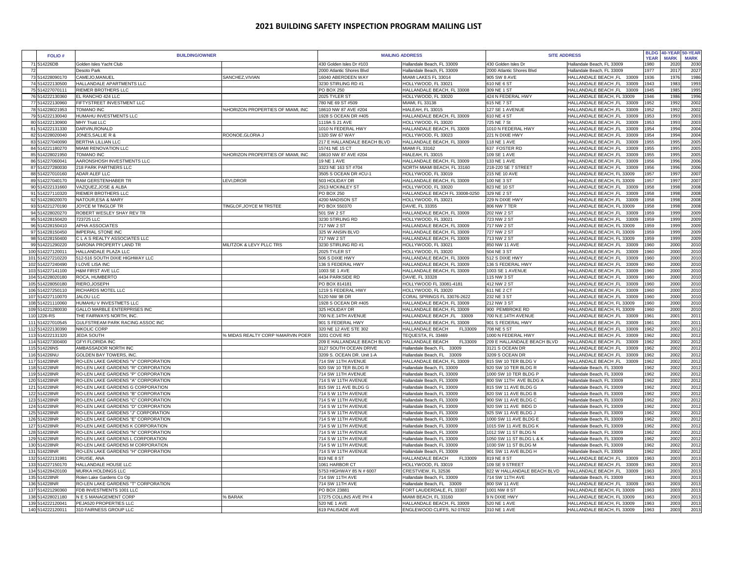# 2021 BUILDING SAFETY INSPECTION PROGRAM MAILING LIST

| | FOLIO # | BUILDING/OWNER | | MAILING ADDRESS | | SITE ADDRESS | | BLDG YEAR | 40-YEAR MARK | 50-YEAR MARK |
|---|---|---|---|---|---|---|---|---|---|---|
| 71 | 514226DB | Golden Isles Yacht Club | | 430 Golden Isles Dr #103 | Hallandale Beach, FL 33009 | 430 Golden Isles Dr | Hallandale Beach, FL 33009 | 1980 | 2020 | 2030 |
| 72 | | Desoto Park | | 2000 Atlantic Shores Blvd | Hallandale Beach, FL 33009 | 2000 Atlantic Shores Blvd | Hallandale Beach, FL 33009 | 1977 | 2017 | 2027 |
| 73 | 514228090170 | CAMEJO,MANUEL | SANCHEZ,VIVIAN | 16040 ABERDEEN WAY | MIAMI LAKES FL 33014 | 905 SW 8 AVE | HALLANDALE BEACH ,FL 33009 | 1936 | 1976 | 1986 |
| 74 | 514222130500 | HALLANDALE APARTMENTS LLC | | 3230 STIRLING RD #1 | HOLLYWOOD, FL 33021 | 610 NE 6 ST | HALLANDALE BEACH ,FL 33009 | 1943 | 1983 | 1993 |
| 75 | 514227070111 | RIEMER BROTHERS LLC | | PO BOX 250 | HALLANDALE BEACH, FL 33008 | 309 NE 1 ST | HALLANDALE BEACH ,FL 33009 | 1945 | 1985 | 1995 |
| 76 | 514222130360 | EL RANCHO 424 LLC | | 2025 TYLER ST | HOLLYWOOD, FL 33020 | 424 N FEDERAL HWY | HALLANDALE BEACH, FL 33009 | 1946 | 1986 | 1996 |
| 77 | 514222130960 | FIFTYSTREET INVESTMENT LLC | | 780 NE 69 ST #509 | MIAMI, FL 33138 | 615 NE 7 ST | HALLANDALE BEACH ,FL 33009 | 1952 | 1992 | 2002 |
| 78 | 514228021953 | TOMANO INC | %HORIZON PROPERTIES OF MIAMI, INC | 18610 NW 87 AVE #204 | HIALEAH, FL 33015 | 127 SE 1 AVENUE | HALLANDALE BEACH ,FL 33009 | 1952 | 1992 | 2002 |
| 79 | 514222130040 | HUMAHU INVESTMENTS LLC | | 1928 S OCEAN DR #405 | HALLANDALE BEACH, FL 33009 | 610 NE 4 ST | HALLANDALE BEACH ,FL 33009 | 1953 | 1993 | 2003 |
| 80 | 514222130900 | MHY Trust LLC | | 1119A S 21 AVE | HOLLYWOOD, FL 33020 | 725 NE 7 St | HALLANDALE BEACH ,FL 33009 | 1953 | 1993 | 2003 |
| 81 | 514222131330 | DARVIN,RONALD | | 1010 N FEDERAL HWY | HALLANDALE BEACH, FL 33009 | 1010 N FEDERAL HWY | HALLANDALE BEACH ,FL 33009 | 1954 | 1994 | 2004 |
| 82 | 514228020040 | JONES,SALLIE R & | ROONOE,GLORIA J | 1320 SW 67 WAY | HOLLYWOOD, FL 33023 | 221 N DIXIE HWY | HALLANDALE BEACH ,FL 33009 | 1954 | 1994 | 2004 |
| 83 | 514227040090 | BERTHA LILLIAN LLC | | 217 E HALLANDALE BEACH BLVD | HALLANDALE BEACH, FL 33009 | 118 NE 1 AVE | HALLANDALE BEACH ,FL 33009 | 1955 | 1995 | 2005 |
| 84 | 514221180270 | MIAMI RENOVATION LLC | | 15741 NE 15 CT | MIAMI FL 33162 | 637 FOSTER RD | HALLANDALE BEACH ,FL 33009 | 1955 | 1995 | 2005 |
| 85 | 514228021950 | TOMANO INC | %HORIZON PROPERTIES OF MIAMI, INC | 18610 NW 87 AVE #204 | HIALEAH, FL 33015 | 109 SE 1 AVE | HALLANDALE BEACH ,FL 33009 | 1955 | 1995 | 2005 |
| 86 | 514227060041 | AARONSHOSH INVESTMENTS LLC | | 19 NE 1 AVE | HALLANDALE BEACH, FL 33009 | 133 NE 1 AVE | HALLANDALE BEACH ,FL 33009 | 1956 | 1996 | 2006 |
| 87 | 514227280030 | 218 PARK PARTNERS LLC | | 3323 NE 163 ST #704 | NORTH MIAMI BEACH, FL 33160 | 218-220 SE 7 STREET | HALLANDALE BEACH ,FL 33009 | 1956 | 1996 | 2006 |
| 88 | 514227010160 | ADAR ALEF LLC | | 3505 S OCEAN DR #CU-1 | HOLLYWOOD, FL 33019 | 215 NE 10 AVE | HALLANDALE BEACH, FL 33009 | 1957 | 1997 | 2007 |
| 89 | 514227040170 | RAM GERSTENHABER TR | LEVI,DROR | 503 HOLIDAY DR | HALLANDALE BEACH, FL 33009 | 100 NE 3 ST | HALLANDALE BEACH, FL 33009 | 1957 | 1997 | 2007 |
| 90 | 514222131660 | VAZQUEZ,JOSE & ALBA | | 2913 MCKINLEY ST | HOLLYWOOD, FL 33020 | 823 NE 10 ST | HALLANDALE BEACH ,FL 33009 | 1958 | 1998 | 2008 |
| 91 | 514227110320 | RIEMER BROTHERS LLC | | PO BOX 250 | HALLANDALE BEACH FL 33008-0250 | 329 NE 2 ST | HALLANDALE BEACH ,FL 33009 | 1958 | 1998 | 2008 |
| 92 | 514228020070 | NATOUR,ESA & MARY | | 4200 MADISON ST | HOLLYWOOD, FL 33021 | 229 N DIXIE HWY | HALLANDALE BEACH ,FL 33009 | 1958 | 1998 | 2008 |
| 93 | 514221270190 | JOYCE M TINGLOF TR | TINGLOF,JOYCE M TRSTEE | PO BOX 550370 | DAVIE, FL 33355 | 806 NW 7 TER | HALLANDALE BEACH, FL 33009 | 1958 | 1998 | 2008 |
| 94 | 514228020270 | ROBERT WESLEY SHAY REV TR | | 501 SW 2 ST | HALLANDALE BEACH, FL 33009 | 202 NW 2 ST | HALLANDALE BEACH ,FL 33009 | 1959 | 1999 | 2009 |
| 95 | 514228150420 | 723725 LLC | | 3230 STIRLING RD | HOLLYWOOD, FL 33021 | 723 NW 2 ST | HALLANDALE BEACH ,FL 33009 | 1959 | 1999 | 2009 |
| 96 | 514228150410 | APHA ASSOCIATES | | 717 NW 2 ST | HALLANDALE BEACH, FL 33009 | 717 NW 2 ST | HALLANDALE BEACH, FL 33009 | 1959 | 1999 | 2009 |
| 97 | 514228150450 | IMPERIAL STONE INC | | 325 W ANSIN BLVD | HALLANDALE BEACH, FL 33009 | 727 NW 2 ST | HALLANDALE BEACH, FL 33009 | 1959 | 1999 | 2009 |
| 98 | 514228150400 | C L A S REALTY ASSOCIATES LLC | | 717 NW 2 ST | HALLANDALE BEACH, FL 33009 | 713 NW 2 ST | HALLANDALE BEACH, FL 33009 | 1959 | 1999 | 2009 |
| 99 | 514221290220 | SARONA PROPERTY LAND TR | MILITZOK & LEVY PLLC TRS | 3230 STIRLING RD #1 | HOLLYWOOD, FL 33021 | 850 NW 11 AVE | HALLANDALE BEACH ,FL 33009 | 1960 | 2000 | 2010 |
| 100 | 514227120011 | HALLANDALE PLAZA LLC | | 2025 TYLER ST | HOLLYWOOD, FL 33020 | 504 NE 3 ST | HALLANDALE BEACH ,FL 33009 | 1960 | 2000 | 2010 |
| 101 | 514227210220 | 512-516 SOUTH DIXIE HIGHWAY LLC | | 506 S DIXIE HWY | HALLANDALE BEACH, FL 33009 | 512 S DIXIE HWY | HALLANDALE BEACH ,FL 33009 | 1960 | 2000 | 2010 |
| 102 | 514227240490 | I LOVE LISA INC | | 136 S FEDERAL HWY | HALLANDALE BEACH, FL 33009 | 136 S FEDERAL HWY | HALLANDALE BEACH ,FL 33009 | 1960 | 2000 | 2010 |
| 103 | 514227141100 | H&M FIRST AVE LLC | | 1003 SE 1 AVE | HALLANDALE BEACH, FL 33009 | 1003 SE 1 AVENUE | HALLANDALE BEACH ,FL 33009 | 1960 | 2000 | 2010 |
| 104 | 514228020180 | ROCA, HUMBERTO | | 4434 PARKSIDE RD | DAVIE, FL 33328 | 115 NW 3 ST | HALLANDALE BEACH ,FL 33009 | 1960 | 2000 | 2010 |
| 105 | 514228050180 | RIERO,JOSEPH | | PO BOX 814181 | HOLLYWOOD FL 33081-4181 | 412 NW 2 ST | HALLANDALE BEACH ,FL 33009 | 1960 | 2000 | 2010 |
| 106 | 514227250110 | RICHARDS MOTEL LLC | | 1219 S FEDERAL HWY | HOLLYWOOD, FL 33020 | 611 NE 2 CT | HALLANDALE BEACH ,FL 33009 | 1960 | 2000 | 2010 |
| 107 | 514227110070 | JALOU LLC | | 5120 NW 98 DR | CORAL SPRINGS FL 33076-2622 | 232 NE 3 ST | HALLANDALE BEACH ,FL 33009 | 1960 | 2000 | 2010 |
| 108 | 514221110060 | HUMAHU V INVESTMETS LLC | | 1928 S OCEAN DR #405 | HALLANDALE BEACH, FL 33009 | 212 NW 3 ST | HALLANDALE BEACH, FL 33009 | 1960 | 2000 | 2010 |
| 109 | 514221280030 | GALLO MARBLE ENTERPRISES INC | | 325 HOLIDAY DR | HALLANDALE BEACH, FL 33009 | 900 PEMBROKE RD | HALLANDALE BEACH, FL 33009 | 1960 | 2000 | 2010 |
| 110 | 1226-RS | THE FAIRWAYS NORTH, INC. | | 700 N.E.14TH AVENUE | HALLANDALE BEACH ,FL 33009 | 700 N.E.14TH AVENUE | HALLANDALE BEACH ,FL 33009 | 1961 | 2001 | 2011 |
| 111 | 514227010545 | GULFSTREAM PARK RACING ASSOC INC | | 901 S FEDERAL HWY | HALLANDALE BEACH, FL 33009 | 901 S FEDERAL HWY | HALLANDALE BEACH ,FL 33009 | 1961 | 2001 | 2011 |
| 112 | 514222130390 | NIKOLIC CORP | | 320 NE 12 AVE STE 302 | HALLANDALE BEACH FL33009 | 708 NE 5 ST | HALLANDALE BEACH ,FL 33009 | 1962 | 2002 | 2012 |
| 113 | 514222131320 | JEDA SOUTH | % MIDAS REALTY CORP %MARVIN POER | 3201 COVE RD | TEQUESTA, FL 33469 | 1000 N FEDERAL HWY | HALLANDALE BEACH ,FL 33009 | 1962 | 2002 | 2012 |
| 114 | 514227300400 | GFYI FLORIDA INC | | 209 E HALLANDALE BEACH BLVD | HALLANDALE BEACH FL33009 | 209 E HALLANDALE BEACH BLVD | HALLANDALE BEACH ,FL 33009 | 1962 | 2002 | 2012 |
| 115 | 514226NS | AMBASSADOR NORTH INC | | 3127 SOUTH OCEAN DRIVE | Hallandale Beach, FL 33009 | 3121 S OCEAN DR | HALLANDALE BEACH ,FL 33009 | 1962 | 2002 | 2012 |
| 116 | 514226NU | GOLDEN BAY TOWERS, INC. | | 3209 S. OCEAN DR. Unit 1-A | Hallandale Beach, FL 33009 | 3209 S OCEAN DR | HALLANDALE BEACH ,FL 33009 | 1962 | 2002 | 2012 |
| 117 | 514228NR | RO-LEN LAKE GARDENS "V" CORPORATION | | 714 SW 11TH AVENUE | HALLANDALE BEACH, FL 33009 | 815 SW 10 TER BLDG V | HALLANDALE BEACH ,FL 33009 | 1962 | 2002 | 2012 |
| 118 | 514228NR | RO-LEN LAKE GARDENS "R" CORPORATION | | 920 SW 10 TER BLDG R | Hallandale Beach, FL 33009 | 920 SW 10 TER BLDG R | Hallandale Beach, FL 33009 | 1962 | 2002 | 2012 |
| 119 | 514228NR | RO-LEN LAKE GARDENS "P" CORPORATION | | 714 SW 11TH AVENUE | Hallandale Beach, FL 33009 | 1000 SW 10 TER BLDG P | Hallandale Beach, FL 33009 | 1962 | 2002 | 2012 |
| 120 | 514228NR | RO-LEN LAKE GARDENS "A" CORPORATION | | 714 S W 11TH AVENUE | Hallandale Beach, FL 33009 | 800 SW 11TH AVE BLDG A | Hallandale Beach, FL 33009 | 1962 | 2002 | 2012 |
| 121 | 514228NR | RO-LEN LAKE GARDENS G CORPORATION | | 815 SW 11 AVE BLDG G | Hallandale Beach, FL 33009 | 815 SW 11 AVE BLDG G | Hallandale Beach, FL 33009 | 1962 | 2002 | 2012 |
| 122 | 514228NR | RO-LEN LAKE GARDENS "B" CORPORATION | | 714 S W 11TH AVENUE | Hallandale Beach, FL 33009 | 820 SW 11 AVE BLDG B | Hallandale Beach, FL 33009 | 1962 | 2002 | 2012 |
| 123 | 514228NR | RO-LEN LAKE GARDENS "C" CORPORATION | | 714 S W 11TH AVENUE | Hallandale Beach, FL 33009 | 900 SW 11 AVE BLDG C | Hallandale Beach, FL 33009 | 1962 | 2002 | 2012 |
| 124 | 514228NR | RO-LEN LAKE GARDENS "D" CORPORATION | | 714 S W 11TH AVENUE | Hallandale Beach, FL 33009 | 920 SW 11 AVE BIDG D | Hallandale Beach, FL 33009 | 1962 | 2002 | 2012 |
| 125 | 514228NR | RO-LEN LAKE GARDENS "J" CORPORATION | | 714 S W 11TH AVENUE | Hallandale Beach, FL 33009 | 925 SW 11 AVE BLDG J | Hallandale Beach, FL 33009 | 1962 | 2002 | 2012 |
| 126 | 514228NR | RO-LEN LAKE GARDENS "E" CORPORATION | | 714 S W 11TH AVENUE | Hallandale Beach, FL 33009 | 1000 SW 11 AVE BLDG E | Hallandale Beach, FL 33009 | 1962 | 2002 | 2012 |
| 127 | 514228NR | RO-LEN LAKE GARDENS K CORPORATION | | 714 S W 11TH AVENUE | Hallandale Beach, FL 33009 | 1015 SW 11 AVE BLDG K | Hallandale Beach, FL 33009 | 1962 | 2002 | 2012 |
| 128 | 514228NR | RO-LEN LAKE GARDENS "N" CORPORATION | | 714 S W 11TH AVENUE | Hallandale Beach, FL 33009 | 1012 SW 11 ST BLDG N | Hallandale Beach, FL 33009 | 1962 | 2002 | 2012 |
| 129 | 514228NR | RO-LEN LAKE GARDENS L CORPORATION | | 714 S W 11TH AVENUE | Hallandale Beach, FL 33009 | 1050 SW 11 ST BLDG L & K | Hallandale Beach, FL 33009 | 1962 | 2002 | 2012 |
| 130 | 514228NR | RO-LEN LAKE GARDENS M CORPORATION | | 714 S W 11TH AVENUE | Hallandale Beach, FL 33009 | 1030 SW 11 ST BLDG M | Hallandale Beach, FL 33009 | 1962 | 2002 | 2012 |
| 131 | 514228NR | RO-LEN LAKE GARDENS "H" CORPORATION | | 714 S W 11TH AVENUE | Hallandale Beach, FL 33009 | 901 SW 11 AVE BLDG H | Hallandale Beach, FL 33009 | 1962 | 2002 | 2012 |
| 132 | 514222131981 | CRUISE, ANA | | 819 NE 8 ST | HALLANDALE BEACH FL33009 | 819 NE 8 ST | HALLANDALE BEACH ,FL 33009 | 1963 | 2003 | 2013 |
| 133 | 514227150170 | HALLANDALE HOUSE LLC | | 1061 HARBOR CT | HOLLYWOOD, FL 33019 | 109 SE 9 STREET | HALLANDALE BEACH ,FL 33009 | 1963 | 2003 | 2013 |
| 134 | 514228420100 | MURKA HOLDINGS LLC | | 5753 HIGHWAY 85 N # 6007 | CRESTVIEW, FL 32536 | 822 W HALLANDALE BEACH BLVD | HALLANDALE BEACH ,FL 33009 | 1963 | 2003 | 2013 |
| 135 | 514228NR | Rolen Lake Gardens Co Op | | 714 SW 11TH AVE | Hallandale Beach, FL 33009 | 714 SW 11TH AVE | Hallandale Beach, FL 33009 | 1963 | 2003 | 2013 |
| 136 | 514228NR | RO-LEN LAKE GARDENS "T" CORPORATION | | 714 SW 11TH AVE | Hallandale Beach, FL 33009 | 800 SW 11 AVE | HALLANDALE BEACH ,FL 33009 | 1963 | 2003 | 2013 |
| 137 | 514221290360 | FDB INVESTMENTS 1001 LLC | | PO BOX 23881 | FORT LAUDERDALE, FL 33307 | 1001 NW 8 ST | HALLANDALE BEACH, FL 33009 | 1963 | 2003 | 2013 |
| 138 | 514228021180 | N E S MANAGEMENT CORP | % BARAK | 17275 COLLINS AVE PH 4 | MIAMI BEACH, FL 33160 | 9 N DIXIE HWY | HALLANDALE BEACH, FL 33009 | 1963 | 2003 | 2013 |
| 139 | 514222120041 | PEJA520 PROPERTIES LLC | | 520 NE 1 AVE | HALLANDALE BEACH, FL 33009 | 520 NE 1 AVE | HALLANDALE BEACH, FL 33009 | 1963 | 2003 | 2013 |
| 140 | 514222120011 | 310 FAIRNESS GROUP LLC | | 619 PALISADE AVE | ENGLEWOOD CLIFFS, NJ 07632 | 310 NE 1 AVE | HALLANDALE BEACH, FL 33009 | 1963 | 2003 | 2013 |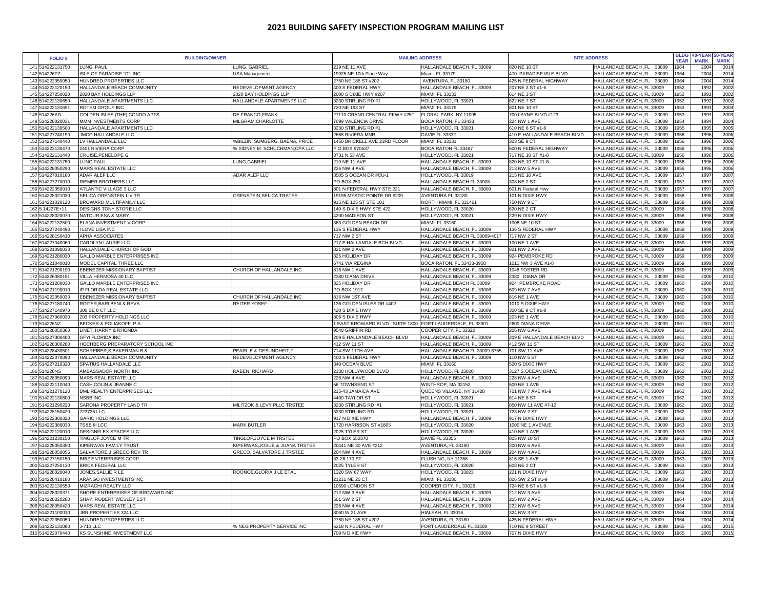# 2021 BUILDING SAFETY INSPECTION PROGRAM MAILING LIST

| | FOLIO # | BUILDING/OWNER | | MAILING ADDRESS | | SITE ADDRESS | | BLDG YEAR | 40-YEAR MARK | 50-YEAR MARK |
|---|---|---|---|---|---|---|---|---|---|---|
| 141 | 514222131750 | LUNG, PAUL | LUNG, GABRIEL | 219 NE 11 AVE | HALLANDALE BEACH, FL 33009 | 820 NE 10 ST | HALLANDALE BEACH ,FL 33009 | 1964 | 2004 | 2014 |
| 142 | 514226PZ | ISLE OF PARADISE "D", INC. | USA Management | 19925 NE 10th Place Way | Miami, FL 33179 | 470 PARADISE ISLE BLVD | HALLANDALE BEACH ,FL 33009 | 1964 | 2004 | 2014 |
| 143 | 514222350050 | HUNDRED PROPERTIES LLC | | 2750 NE 185 ST #202 | AVENTURA, FL 33180 | 425 N FEDERAL HIGHWAY | HALLANDALE BEACH ,FL 33009 | 1964 | 2004 | 2014 |
| 144 | 514222120150 | HALLANDALE BEACH COMMUNITY | REDEVELOPMENT AGENCY | 400 S FEDERAL HWY | HALLANDALE BEACH, FL 33009 | 207 NE 3 ST #1-6 | HALLANDALE BEACH, FL 33009 | 1952 | 1992 | 2002 |
| 145 | 514227250020 | 2020 BAY HOLDINGS LLP | 2020 BAY HOLDINGS LLP | 2000 S DIXIE HWY #207 | MIAMI, FL 33133 | 614 NE 3 ST | HALLANDALE BEACH, FL 33009 | 1952 | 1992 | 2002 |
| 146 | 514222130650 | HALLANDALE APARTMENTS LLC | HALLANDALE APARTMENTS LLC | 3230 STIRLING RD #1 | HOLLYWOOD, FL 33021 | 622 NE 7 ST | HALLANDALE BEACH, FL 33009 | 1952 | 1992 | 2002 |
| 147 | 514222131691 | ROTEM GROUP INC | | 720 NE 193 ST | MIAMI, FL 33179 | 801 NE 10 ST | HALLANDALE BEACH, FL 33009 | 1953 | 1993 | 2003 |
| 148 | 514226AD | GOLDEN ISLES (THE) CONDO APTS | DE FRANCO,FRANK | 27110 GRAND CENTRAL PKWY #25T | FLORAL PARK, NY 11005 | 700 LAYNE BLVD #123 | HALLANDALE BEACH ,FL 33009 | 1953 | 1993 | 2003 |
| 149 | 514228020031 | MMM INVESTMENTS CORP | MILGRAM,CHARLOTTE | 7099 VALENCIA DRIVE | BOCA RATON, FL 33433 | 224 NW 1 AVE | HALLANDALE BEACH ,FL 33009 | 1954 | 1994 | 2004 |
| 150 | 514222130500 | HALLANDALE APARTMENTS LLC | | 3230 STIRLING RD #1 | HOLLYWOOD, FL 33021 | 610 NE 6 ST #1-6 | HALLANDALE BEACH ,FL 33009 | 1955 | 1995 | 2005 |
| 151 | 514227240190 | JMCG HALLANDALE LLC | | 2668 RIVIERA MNR | DAVIE FL 33332 | 410 E HALLANDALE BEACH BLVD | HALLANDALE BEACH ,FL 33009 | 1956 | 1996 | 2006 |
| 152 | 514227140440 | LV HALLANDALE LLC | %BILZIN, SUMBERG, BAENA, PRICE | 1450 BRICKELL AVE 23RD FLOOR | MIAMI, FL 33131 | 303 SE 9 CT | HALLANDALE BEACH ,FL 33009 | 1956 | 1996 | 2006 |
| 153 | 514222130470 | 2401 RIVIERA CORP | % SIDNEY M. SCHUCHMAN,CPA LLC | P.O.BOX 970637 | BOCA RATON FL 33497 | 500 N FEDERAL HIGHWAY | HALLANDALE BEACH ,FL 33009 | 1956 | 1996 | 2006 |
| 154 | 514222131440 | CRUISE,PENELOPE G | | 3731 N 53 AVE | HOLLYWOOD, FL 33021 | 717 NE 10 ST #1-8 | HALLANDALE BEACH, FL 33009 | 1956 | 1996 | 2006 |
| 155 | 514222131750 | LUNG,PAUL | LUNG,GABRIEL | 219 NE 11 AVE | HALLANDALE BEACH, FL 33009 | 820 NE 10 ST #1-6 | HALLANDALE BEACH ,FL 33009 | 1956 | 1996 | 2006 |
| 156 | 514228050290 | MARS REAL ESTATE LLC | | 226 NW 4 AVE | HALLANDALE BEACH, FL 33009 | 213 NW 5 AVE | HALLANDALE BEACH ,FL 33009 | 1956 | 1996 | 2006 |
| 157 | 514227010160 | ADAR ALEF LLC | ADAR ALEF LLC | 3505 S OCEAN DR #CU-1 | HOLLYWOOD, FL 33019 | 215 NE 10 AVE | HALLANDALE BEACH ,FL 33009 | 1957 | 1997 | 2007 |
| 158 | 514227270010 | RIEMER BROTHERS LLC | | PO BOX 250 | HALLANDALE BEACH FL 33008 | 308 NE 2 ST | HALLANDALE BEACH ,FL 33009 | 1957 | 1997 | 2007 |
| 159 | 514222350010 | ATLANTIC VILLAGE 3 LLC | | 801 N FEDERAL HWY STE 221 | HALLANDALE BEACH, FL 33009 | 601 N Federal Hwy | HALLANDALE BEACH ,FL 33009 | 1957 | 1997 | 2007 |
| 160 | 514228021030 | SELICA ORENSTEIN LIV TR | ORENSTEIN,SELICA TRSTEE | 19195 MYSTIC POINTE DR #209 | AVENTURA FL 33180 | 101 N DIXIE HWY | HALLANDALE BEACH ,FL 33009 | 1958 | 1998 | 2008 |
| 161 | 514221020120 | BROWARD MULTIFAMILY LLC | | 915 NE 125 ST STE 101 | NORTH MIAMI, FL 331461 | 750 NW 9 CT | HALLANDALE BEACH ,FL 33009 | 1958 | 1998 | 2008 |
| 162 | 5.14227E+11 | DESIGNS TONY STORE LLC | | 140 S DIXIE HWY STE 422 | HOLLYWOOD, FL 33020 | 620 NE 2 CT | HALLANDALE BEACH, FL 33009 | 1958 | 1998 | 2008 |
| 163 | 514228020070 | NATOUR,ESA & MARY | | 4200 MADISON ST | HOLLYWOOD, FL 33021 | 229 N DIXIE HWY | HALLANDALE BEACH, FL 33009 | 1958 | 1998 | 2008 |
| 164 | 514222132500 | ELANA INVESTMENT V CORP | | 363 GOLDEN BEACH DR | MIAMI, FL 33160 | 1008 NE 10 ST | HALLANDALE BEACH, FL 33009 | 1958 | 1998 | 2008 |
| 165 | 514227240490 | I LOVE LISA INC | | 136 S FEDERAL HWY | HALLANDALE BEACH, FL 33009 | 136 S FEDERAL HWY | HALLANDALE BEACH ,FL 33009 | 1958 | 1998 | 2008 |
| 166 | 514228150410 | APHA ASSOCIATES | | 717 NW 2 ST | HALLANDALE BEACH FL 33009-4017 | 717 NW 2 ST | HALLANDALE BEACH ,FL 33009 | 1959 | 1999 | 2009 |
| 167 | 514227040060 | CAROLYN LAURIE LLC | | 217 E HALLANDALE BCH BLVD | HALLANDALE BEACH, FL 33009 | 100 NE 1 AVE | HALLANDALE BEACH, FL 33009 | 1959 | 1999 | 2009 |
| 168 | 514221090030 | HALLANDALE CHURCH OF GOD | | 821 NW 2 AVE | HALLANDALE BEACH, FL 33009 | 821 NW 2 AVE | HALLANDALE BEACH, FL 33009 | 1959 | 1999 | 2009 |
| 169 | 514221280030 | GALLO MARBLE ENTERPRISES INC | | 325 HOLIDAY DR | HALLANDALE BEACH, FL 33009 | 924 PEMBROKE RD | HALLANDALE BEACH, FL 33009 | 1959 | 1999 | 2009 |
| 170 | 514221040010 | MODEL CAPITAL THREE LLC | | 6741 VIA REGINA | BOCA RATON, FL 33433-3958 | 1011 NW 3 AVE #1-8 | HALLANDALE BEACH, FL 33009 | 1959 | 1999 | 2009 |
| 171 | 514221290190 | EBENEZER MISSIONARY BAPTIST | CHURCH OF HALLANDALE INC | 816 NW 1 AVE | HALLANDALE BEACH, FL 33009 | 1048 FOSTER RD | HALLANDALE BEACH, FL 33009 | 1959 | 1999 | 2009 |
| 172 | 514226080151 | VILLA HERMOSA 40 LLC | | 2380 DIANA DRIVE | HALLANDALE BEACH, FL 33009 | 2380 DIANA DR | HALLANDALE BEACH ,FL 33009 | 1960 | 2000 | 2010 |
| 173 | 514221280030 | GALLO MARBLE ENTERPRISES INC | | 325 HOLIDAY DR | HALLANDALE BEACH FL 33009 | 924 PEMBROKE ROAD | HALLANDALE BEACH ,FL 33009 | 1960 | 2000 | 2010 |
| 174 | 514221190010 | IP FLORIDA REAL ESTATE LLC | | PO BOX 1917 | HALLANDALE BEACH, FL 33008 | 609 NW 7 AVE | HALLANDALE BEACH ,FL 33009 | 1960 | 2000 | 2010 |
| 175 | 514222050030 | EBENEZER MISSIONARY BAPTIST | CHURCH OF HALLANDALE INC | 816 NW 1ST AVE | HALLANDALE BEACH, FL 33009 | 816 NE 1 AVE | HALLANDALE BEACH ,FL 33009 | 1960 | 2000 | 2010 |
| 176 | 514227180740 | ROITER,BARI BENI & REVA | REITER,YOSEF | 136 GOLDEN ISLES DR #402 | HALLANDALE BEACH, FL 33009 | 1010 S DIXIE HWY | HALLANDALE BEACH, FL 33009 | 1960 | 2000 | 2010 |
| 177 | 514227140970 | 300 SE 8 CT LLC | | 420 S DIXIE HWY | HALLANDALE BEACH, FL 33009 | 300 SE 9 CT #1-8 | HALLANDALE BEACH, FL 33009 | 1960 | 2000 | 2010 |
| 178 | 514227060030 | 203 PROPERTY HOLDINGS LLC | | 806 S DIXIE HWY | HALLANDALE BEACH, FL 33009 | 203 NE 1 AVE | HALLANDALE BEACH ,FL 33009 | 1960 | 2000 | 2010 |
| 179 | 514226NZ | BECKER & POLIAKOFF, P.A. | | 1 EAST BROWARD BLVD., SUITE 1800 | FORT LAUDERDALE, FL 33301 | 2600 DIANA DRIVE | HALLANDALE BEACH ,FL 33009 | 1961 | 2001 | 2011 |
| 180 | 514228050360 | LINET, HARRY & RHONDA | | 9540 GRIFFIN RD | COOPER CITY, FL 33322 | 206 NW 6 AVE | HALLANDALE BEACH, FL 33009 | 1961 | 2001 | 2011 |
| 181 | 514227300400 | GFYI FLORIDA INC | | 209 E HALLANDALE BEACH BLVD | HALLANDALE BEACH, FL 33009 | 209 E HALLANDALE BEACH BLVD | HALLANDALE BEACH, FL 33009 | 1961 | 2001 | 2011 |
| 182 | 514228300280 | HOCHBERG PREPARATORY SCHOOL INC | | 412 SW 11 ST | HALLANDALE BEACH, FL 33009 | 412 SW 11 ST | HALLANDALE BEACH ,FL 33009 | 1962 | 2002 | 2012 |
| 183 | 514228430501 | SCHREIBER,S,BAKERMAN B & | PEARL,E & GESUNDHEIT,F | 714 SW 11TH AVE | HALLANDALE BEACH FL 33009-6755 | 701 SW 11 AVE | HALLANDALE BEACH ,FL 33009 | 1962 | 2002 | 2012 |
| 184 | 514222070090 | HALLANDALE BEACH COMMUNITY | REDEVELOPMENT AGENCY | 400 S FEDERAL HWY | HALLANDALE BEACH, FL 33009 | 110 NW 5 ST | HALLANDALE BEACH ,FL 33009 | 1962 | 2002 | 2012 |
| 185 | 514227210320 | SPATIUS HALLANDALE LLC | | 340 OCEAN BLVD | MIAMI, FL 33160 | 520 S DIXIE HWY | HALLANDALE BEACH ,FL 33009 | 1962 | 2002 | 2012 |
| 186 | 514226NS | AMBASSADOR NORTH INC | RABEN, RICHARD | 2130 HOLLYWOOD BLVD | HOLLYWOOD, FL 33020 | 3127 S.OCEAN DRIVE | HALLANDALE BEACH ,FL 33009 | 1962 | 2002 | 2012 |
| 187 | 514228050090 | MARS REAL ESTATE LLC | | 226 NW 4 AVE | HALLANDALE BEACH, FL 33009 | 228 NW 4 AVE | HALLANDALE BEACH, FL 33009 | 1962 | 2002 | 2012 |
| 188 | 514222110040 | CASH,COLIN & JEANNE C | | 56 TOWNSEND ST | WINTHROP, MA 02152 | 500 NE 1 AVE | HALLANDALE BEACH, FL 33009 | 1962 | 2002 | 2012 |
| 189 | 514221270120 | DML REALTY ENTERPRISES LLC | | 215-43 JAMAICA AVE | QUEENS VILLAGE, NY 11428 | 701 NW 7 AVE #1-9 | HALLANDALE BEACH, FL 33009 | 1962 | 2002 | 2012 |
| 190 | 514222130800 | NSBB INC | | 4400 TAYLOR ST | HOLLYWOOD, FL 33021 | 614 NE 8 ST | HALLANDALE BEACH, FL 33009 | 1962 | 2002 | 2012 |
| 191 | 514221290220 | SARONA PROPERTY LAND TR | MILITZOK & LEVY PLLC TRSTEE | 3230 STIRLING RD #1 | HOLLYWOOD, FL 33021 | 850 NW 11 AVE #7-12 | HALLANDALE BEACH ,FL 33009 | 1962 | 2002 | 2012 |
| 192 | 514228150420 | 723725 LLC | | 3230 STIRLING RD | HOLLYWOOD, FL 33021 | 723 NW 2 ST | HALLANDALE BEACH ,FL 33009 | 1962 | 2002 | 2012 |
| 193 | 514222300320 | GARIC HOLDINGS LLC | | 917 N DIXIE HWY | HALLANDALE BEACH, FL 33009 | 917 N DIXIE HWY | HALLANDALE BEACH ,FL 33009 | 1963 | 2003 | 2013 |
| 194 | 514222380030 | TS&B III LCC | MARK BUTLER | 1720 HARRISON ST #1805 | HOLLYWOOD, FL 33020 | 1000 NE 1 AVENUE | HALLANDALE BEACH ,FL 33009 | 1963 | 2003 | 2013 |
| 195 | 514222120010 | DESIGNFLEX SPACES LLC | | 2025 TYLER ST | HOLLYWOOD, FL 33020 | 410 NE 1 AVE | HALLANDALE BEACH ,FL 33009 | 1963 | 2003 | 2013 |
| 196 | 514221230150 | TINGLOF,JOYCE M TR | TINGLOF,JOYCE M TRSTEE | PO BOX 550370 | DAVIE FL 33355 | 805 NW 10 ST | HALLANDALE BEACH ,FL 33009 | 1963 | 2003 | 2013 |
| 197 | 514228050350 | KIPERWAS FAMILY TRUST | KIPERWAS,JOSUE & JUANA TRSTEE | 20441 NE 30 AVE #212 | AVENTURA, FL 33180 | 200 NW 6 AVE | HALLANDALE BEACH, FL 33009 | 1963 | 2003 | 2013 |
| 198 | 514228050055 | SALVATORE J GRECO REV TR | GRECO, SALVATORE J TRSTEE | 204 NW 4 AVE | HALLANDALE BEACH, FL 33009 | 204 NW 4 AVE | HALLANDALE BEACH, FL 33009 | 1963 | 2003 | 2013 |
| 199 | 514227150150 | BRIZ ENTERPRISES CORP | | 33-26 170 ST | FLUSHING, NY 11358 | 815 SE 1 AVE | HALLANDALE BEACH, FL 33009 | 1963 | 2003 | 2013 |
| 200 | 514227250130 | BRICK FEDERAL LLC | | 2025 TYLER ST | HOLLYWOOD, FL 33020 | 608 NE 2 CT | HALLANDALE BEACH ,FL 33009 | 1963 | 2003 | 2013 |
| 201 | 514228020040 | JONES,SALLIE R LE | ROONOE,GLORIA J LE ETAL | 1320 SW 67 WAY | HOLLYWOOD, FL 33023 | 221 N DIXIE HWY | HALLANDALE BEACH ,FL 33009 | 1963 | 2003 | 2013 |
| 202 | 514228410180 | ARANGO INVESTMENTS INC | | 21211 NE 25 CT | MIAMI, FL 33180 | 806 SW 2 ST #1-9 | HALLANDALE BEACH ,FL 33009 | 1963 | 2003 | 2013 |
| 203 | 514222130550 | MIZRACHI REALTY LLC | | 10590 LONDON ST | COOPER CITY, FL 33026 | 724 NE 6 ST #1-9 | HALLANDALE BEACH, FL 33009 | 1964 | 2004 | 2014 |
| 204 | 514228020371 | SHORE ENTERPRISES OF BROWARD INC | | 212 NW 3 AVE | HALLANDALE BEACH, FL 33009 | 212 NW 3 AVE | HALLANDALE BEACH, FL 33009 | 1964 | 2004 | 2014 |
| 205 | 514228020280 | SHAY, ROBERT WESLEY EST | | 501 SW 2 ST | HALLANDALE BEACH, FL 33009 | 205 NW 2 AVE | HALLANDALE BEACH, FL 33009 | 1964 | 2004 | 2014 |
| 206 | 514228050420 | MARS REAL ESTATE LLC | | 226 NW 4 AVE | HALLANDALE BEACH, FL 33009 | 222 NW 6 AVE | HALLANDALE BEACH, FL 33009 | 1964 | 2004 | 2014 |
| 207 | 514221100010 | JBR PROPERTIES 324 LLC | | 8060 W 21 AVE | HIALEAH, FL 33016 | 324 NW 3 ST | HALLANDALE BEACH, FL 33009 | 1964 | 2004 | 2014 |
| 208 | 514222350050 | HUNDRED PROPERTIES LLC | | 2750 NE 185 ST #202 | AVENTURA, FL 33180 | 425 N FEDERAL HWY | HALLANDALE BEACH, FL 33009 | 1964 | 2004 | 2014 |
| 209 | 514222131080 | J-710 LLC | % NEG PROPERTY SERVICE INC | 6218 N FEDERAL HWY | FORT LAUDERDALE FL 33308 | 710 NE 9 STREET | HALLANDALE BEACH ,FL 33009 | 1965 | 2005 | 2015 |
| 210 | 514222070440 | KS SUNSHINE INVESTMENT LLC | | 709 N DIXIE HWY | HALLANDALE BEACH, FL 33009 | 707 N DIXIE HWY | HALLANDALE BEACH, FL 33009 | 1965 | 2005 | 2015 |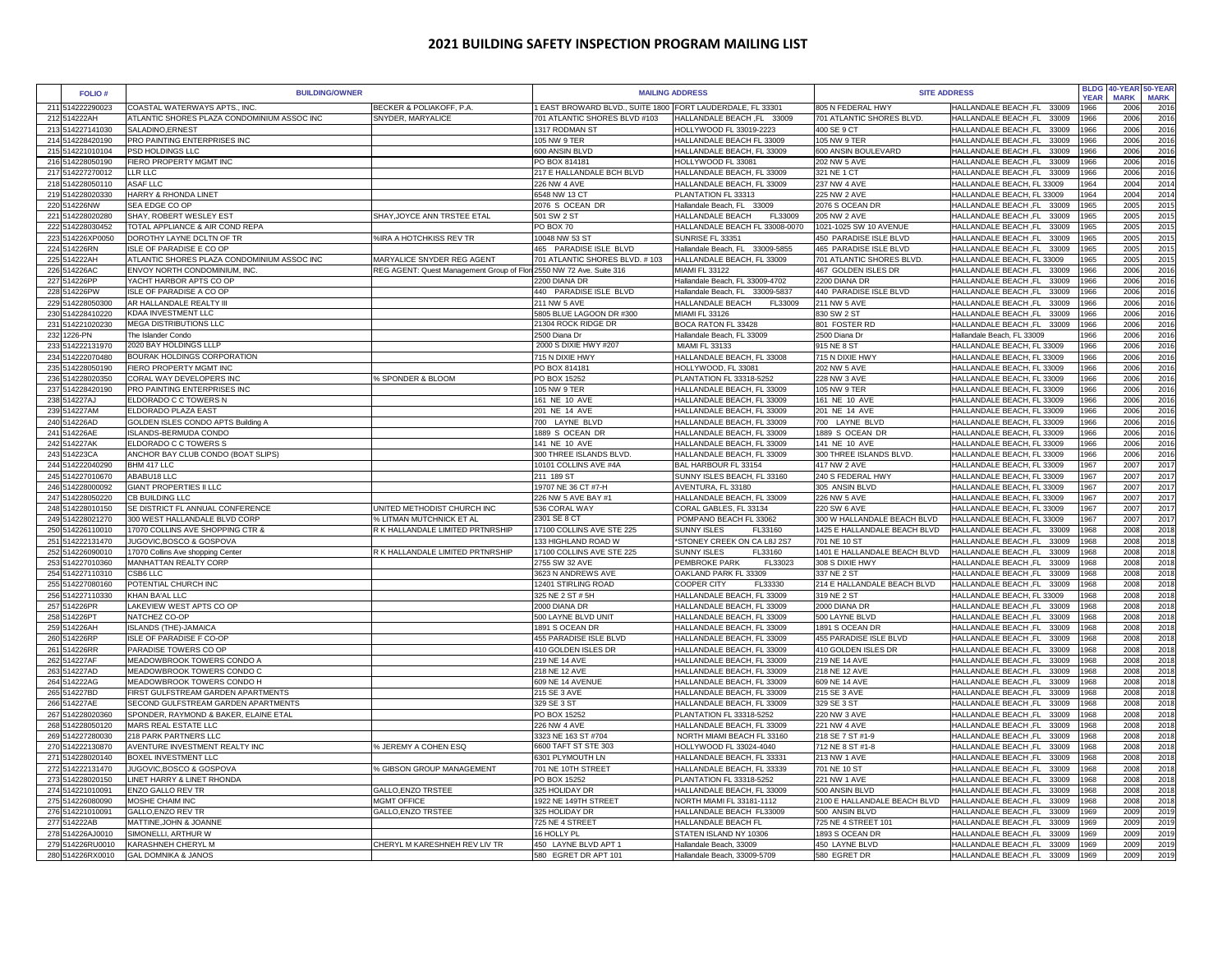# 2021 BUILDING SAFETY INSPECTION PROGRAM MAILING LIST

| | FOLIO # | BUILDING/OWNER | | MAILING ADDRESS | | SITE ADDRESS | | BLDG YEAR | 40-YEAR MARK | 50-YEAR MARK |
|---|---|---|---|---|---|---|---|---|---|---|
| 211 | 514222290023 | COASTAL WATERWAYS APTS., INC. | BECKER & POLIAKOFF, P.A. | 1 EAST BROWARD BLVD., SUITE 1800 | FORT LAUDERDALE, FL 33301 | 805 N FEDERAL HWY | HALLANDALE BEACH ,FL 33009 | 1966 | 2006 | 2016 |
| 212 | 514222AH | ATLANTIC SHORES PLAZA CONDOMINIUM ASSOC INC | SNYDER, MARYALICE | 701 ATLANTIC SHORES BLVD #103 | HALLANDALE BEACH ,FL 33009 | 701 ATLANTIC SHORES BLVD. | HALLANDALE BEACH ,FL 33009 | 1966 | 2006 | 2016 |
| 213 | 514227141030 | SALADINO,ERNEST | | 1317 RODMAN ST | HOLLYWOOD FL 33019-2223 | 400 SE 9 CT | HALLANDALE BEACH ,FL 33009 | 1966 | 2006 | 2016 |
| 214 | 514228420190 | PRO PAINTING ENTERPRISES INC | | 105 NW 9 TER | HALLANDALE BEACH FL 33009 | 105 NW 9 TER | HALLANDALE BEACH ,FL 33009 | 1966 | 2006 | 2016 |
| 215 | 514221010104 | PSD HOLDINGS LLC | | 600 ANSIN BLVD | HALLANDALE BEACH, FL 33009 | 600 ANSIN BOULEVARD | HALLANDALE BEACH ,FL 33009 | 1966 | 2006 | 2016 |
| 216 | 514228050190 | FIERO PROPERTY MGMT INC | | PO BOX 814181 | HOLLYWOOD FL 33081 | 202 NW 5 AVE | HALLANDALE BEACH ,FL 33009 | 1966 | 2006 | 2016 |
| 217 | 514227270012 | LLR LLC | | 217 E HALLANDALE BCH BLVD | HALLANDALE BEACH, FL 33009 | 321 NE 1 CT | HALLANDALE BEACH ,FL 33009 | 1966 | 2006 | 2016 |
| 218 | 514228050110 | ASAF LLC | | 226 NW 4 AVE | HALLANDALE BEACH, FL 33009 | 237 NW 4 AVE | HALLANDALE BEACH, FL 33009 | 1964 | 2004 | 2014 |
| 219 | 514228020330 | HARRY & RHONDA LINET | | 6548 NW 13 CT | PLANTATION FL 33313 | 225 NW 2 AVE | HALLANDALE BEACH, FL 33009 | 1964 | 2004 | 2014 |
| 220 | 514226NW | SEA EDGE CO OP | | 2076 S OCEAN DR | Hallandale Beach, FL 33009 | 2076 S OCEAN DR | HALLANDALE BEACH ,FL 33009 | 1965 | 2005 | 2015 |
| 221 | 514228020280 | SHAY, ROBERT WESLEY EST | SHAY,JOYCE ANN TRSTEE ETAL | 501 SW 2 ST | HALLANDALE BEACH FL33009 | 205 NW 2 AVE | HALLANDALE BEACH ,FL 33009 | 1965 | 2005 | 2015 |
| 222 | 514228030452 | TOTAL APPLIANCE & AIR COND REPA | | PO BOX 70 | HALLANDALE BEACH FL 33008-0070 | 1021-1025 SW 10 AVENUE | HALLANDALE BEACH ,FL 33009 | 1965 | 2005 | 2015 |
| 223 | 514226XP0050 | DOROTHY LAYNE DCLTN OF TR | %IRA A HOTCHKISS REV TR | 10048 NW 53 ST | SUNRISE FL 33351 | 450 PARADISE ISLE BLVD | HALLANDALE BEACH ,FL 33009 | 1965 | 2005 | 2015 |
| 224 | 514226RN | ISLE OF PARADISE E CO OP | | 465 PARADISE ISLE BLVD | Hallandale Beach, FL 33009-5855 | 465 PARADISE ISLE BLVD | HALLANDALE BEACH ,FL 33009 | 1965 | 2005 | 2015 |
| 225 | 514222AH | ATLANTIC SHORES PLAZA CONDOMINIUM ASSOC INC | MARYALICE SNYDER REG AGENT | 701 ATLANTIC SHORES BLVD. # 103 | HALLANDALE BEACH, FL 33009 | 701 ATLANTIC SHORES BLVD. | HALLANDALE BEACH, FL 33009 | 1965 | 2005 | 2015 |
| 226 | 514226AC | ENVOY NORTH CONDOMINIUM, INC. | REG AGENT: Quest Management Group of Flor | 2550 NW 72 Ave. Suite 316 | MIAMI FL 33122 | 467 GOLDEN ISLES DR | HALLANDALE BEACH ,FL 33009 | 1966 | 2006 | 2016 |
| 227 | 514226PP | YACHT HARBOR APTS CO OP | | 2200 DIANA DR | Hallandale Beach, FL 33009-4702 | 2200 DIANA DR | HALLANDALE BEACH ,FL 33009 | 1966 | 2006 | 2016 |
| 228 | 514226PW | ISLE OF PARADISE A CO OP | | 440 PARADISE ISLE BLVD | Hallandale Beach, FL 33009-5837 | 440 PARADISE ISLE BLVD | HALLANDALE BEACH ,FL 33009 | 1966 | 2006 | 2016 |
| 229 | 514228050300 | AR HALLANDALE REALTY III | | 211 NW 5 AVE | HALLANDALE BEACH FL33009 | 211 NW 5 AVE | HALLANDALE BEACH ,FL 33009 | 1966 | 2006 | 2016 |
| 230 | 514228410220 | KDAA INVESTMENT LLC | | 5805 BLUE LAGOON DR #300 | MIAMI FL 33126 | 830 SW 2 ST | HALLANDALE BEACH ,FL 33009 | 1966 | 2006 | 2016 |
| 231 | 514221020230 | MEGA DISTRIBUTIONS LLC | | 21304 ROCK RIDGE DR | BOCA RATON FL 33428 | 801 FOSTER RD | HALLANDALE BEACH ,FL 33009 | 1966 | 2006 | 2016 |
| 232 | 1226-PN | The Islander Condo | | 2500 Diana Dr | Hallandale Beach, FL 33009 | 2500 Diana Dr | Hallandale Beach, FL 33009 | 1966 | 2006 | 2016 |
| 233 | 514222131970 | 2020 BAY HOLDINGS LLLP | | 2000 S DIXIE HWY #207 | MIAMI FL 33133 | 915 NE 8 ST | HALLANDALE BEACH, FL 33009 | 1966 | 2006 | 2016 |
| 234 | 514222070480 | BOURAK HOLDINGS CORPORATION | | 715 N DIXIE HWY | HALLANDALE BEACH, FL 33008 | 715 N DIXIE HWY | HALLANDALE BEACH, FL 33009 | 1966 | 2006 | 2016 |
| 235 | 514228050190 | FIERO PROPERTY MGMT INC | | PO BOX 814181 | HOLLYWOOD, FL 33081 | 202 NW 5 AVE | HALLANDALE BEACH, FL 33009 | 1966 | 2006 | 2016 |
| 236 | 514228020350 | CORAL WAY DEVELOPERS INC | % SPONDER & BLOOM | PO BOX 15252 | PLANTATION FL 33318-5252 | 228 NW 3 AVE | HALLANDALE BEACH, FL 33009 | 1966 | 2006 | 2016 |
| 237 | 514228420190 | PRO PAINTING ENTERPRISES INC | | 105 NW 9 TER | HALLANDALE BEACH, FL 33009 | 105 NW 9 TER | HALLANDALE BEACH, FL 33009 | 1966 | 2006 | 2016 |
| 238 | 514227AJ | ELDORADO C C TOWERS N | | 161 NE 10 AVE | HALLANDALE BEACH, FL 33009 | 161 NE 10 AVE | HALLANDALE BEACH, FL 33009 | 1966 | 2006 | 2016 |
| 239 | 514227AM | ELDORADO PLAZA EAST | | 201 NE 14 AVE | HALLANDALE BEACH, FL 33009 | 201 NE 14 AVE | HALLANDALE BEACH, FL 33009 | 1966 | 2006 | 2016 |
| 240 | 514226AD | GOLDEN ISLES CONDO APTS Building A | | 700 LAYNE BLVD | HALLANDALE BEACH, FL 33009 | 700 LAYNE BLVD | HALLANDALE BEACH, FL 33009 | 1966 | 2006 | 2016 |
| 241 | 514226AE | ISLANDS-BERMUDA CONDO | | 1889 S OCEAN DR | HALLANDALE BEACH, FL 33009 | 1889 S OCEAN DR | HALLANDALE BEACH, FL 33009 | 1966 | 2006 | 2016 |
| 242 | 514227AK | ELDORADO C C TOWERS S | | 141 NE 10 AVE | HALLANDALE BEACH, FL 33009 | 141 NE 10 AVE | HALLANDALE BEACH, FL 33009 | 1966 | 2006 | 2016 |
| 243 | 514223CA | ANCHOR BAY CLUB CONDO (BOAT SLIPS) | | 300 THREE ISLANDS BLVD. | HALLANDALE BEACH, FL 33009 | 300 THREE ISLANDS BLVD. | HALLANDALE BEACH, FL 33009 | 1966 | 2006 | 2016 |
| 244 | 514222040290 | BHM 417 LLC | | 10101 COLLINS AVE #4A | BAL HARBOUR FL 33154 | 417 NW 2 AVE | HALLANDALE BEACH, FL 33009 | 1967 | 2007 | 2017 |
| 245 | 514227010670 | ABABU18 LLC | | 211 189 ST | SUNNY ISLES BEACH, FL 33160 | 240 S FEDERAL HWY | HALLANDALE BEACH, FL 33009 | 1967 | 2007 | 2017 |
| 246 | 514228000092 | GIANT PROPERTIES II LLC | | 19707 NE 36 CT #7-H | AVENTURA, FL 33180 | 305 ANSIN BLVD | HALLANDALE BEACH, FL 33009 | 1967 | 2007 | 2017 |
| 247 | 514228050220 | CB BUILDING LLC | | 226 NW 5 AVE BAY #1 | HALLANDALE BEACH, FL 33009 | 226 NW 5 AVE | HALLANDALE BEACH, FL 33009 | 1967 | 2007 | 2017 |
| 248 | 514228010150 | SE DISTRICT FL ANNUAL CONFERENCE | UNITED METHODIST CHURCH INC | 536 CORAL WAY | CORAL GABLES, FL 33134 | 220 SW 6 AVE | HALLANDALE BEACH, FL 33009 | 1967 | 2007 | 2017 |
| 249 | 514228021270 | 300 WEST HALLANDALE BLVD CORP | % LITMAN MUTCHNICK ET AL | 2301 SE 8 CT | POMPANO BEACH FL 33062 | 300 W HALLANDALE BEACH BLVD | HALLANDALE BEACH, FL 33009 | 1967 | 2007 | 2017 |
| 250 | 514226110010 | 17070 COLLINS AVE SHOPPING CTR & | R K HALLANDALE LIMITED PRTNRSHIP | 17100 COLLINS AVE STE 225 | SUNNY ISLES FL33160 | 1425 E HALLANDALE BEACH BLVD | HALLANDALE BEACH, FL 33009 | 1968 | 2008 | 2018 |
| 251 | 514222131470 | JUGOVIC,BOSCO & GOSPOVA | | 133 HIGHLAND ROAD W | *STONEY CREEK ON CA L8J 2S7 | 701 NE 10 ST | HALLANDALE BEACH ,FL 33009 | 1968 | 2008 | 2018 |
| 252 | 514226090010 | 17070 Collins Ave shopping Center | R K HALLANDALE LIMITED PRTNRSHIP | 17100 COLLINS AVE STE 225 | SUNNY ISLES FL33160 | 1401 E HALLANDALE BEACH BLVD | HALLANDALE BEACH ,FL 33009 | 1968 | 2008 | 2018 |
| 253 | 514227010360 | MANHATTAN REALTY CORP | | 2755 SW 32 AVE | PEMBROKE PARK FL33023 | 308 S DIXIE HWY | HALLANDALE BEACH ,FL 33009 | 1968 | 2008 | 2018 |
| 254 | 514227110310 | CSB6 LLC | | 3623 N ANDREWS AVE | OAKLAND PARK FL 33309 | 337 NE 2 ST | HALLANDALE BEACH ,FL 33009 | 1968 | 2008 | 2018 |
| 255 | 514227080160 | POTENTIAL CHURCH INC | | 12401 STIRLING ROAD | COOPER CITY FL33330 | 214 E HALLANDALE BEACH BLVD | HALLANDALE BEACH ,FL 33009 | 1968 | 2008 | 2018 |
| 256 | 514227110330 | KHAN BA'AL LLC | | 325 NE 2 ST # 5H | HALLANDALE BEACH, FL 33009 | 319 NE 2 ST | HALLANDALE BEACH, FL 33009 | 1968 | 2008 | 2018 |
| 257 | 514226PR | LAKEVIEW WEST APTS CO OP | | 2000 DIANA DR | HALLANDALE BEACH, FL 33009 | 2000 DIANA DR | HALLANDALE BEACH ,FL 33009 | 1968 | 2008 | 2018 |
| 258 | 514226PT | NATCHEZ CO-OP | | 500 LAYNE BLVD UNIT | HALLANDALE BEACH, FL 33009 | 500 LAYNE BLVD | HALLANDALE BEACH ,FL 33009 | 1968 | 2008 | 2018 |
| 259 | 514226AH | ISLANDS (THE)-JAMAICA | | 1891 S OCEAN DR | HALLANDALE BEACH, FL 33009 | 1891 S OCEAN DR | HALLANDALE BEACH ,FL 33009 | 1968 | 2008 | 2018 |
| 260 | 514226RP | ISLE OF PARADISE F CO-OP | | 455 PARADISE ISLE BLVD | HALLANDALE BEACH, FL 33009 | 455 PARADISE ISLE BLVD | HALLANDALE BEACH ,FL 33009 | 1968 | 2008 | 2018 |
| 261 | 514226RR | PARADISE TOWERS CO OP | | 410 GOLDEN ISLES DR | HALLANDALE BEACH, FL 33009 | 410 GOLDEN ISLES DR | HALLANDALE BEACH ,FL 33009 | 1968 | 2008 | 2018 |
| 262 | 514227AF | MEADOWBROOK TOWERS CONDO A | | 219 NE 14 AVE | HALLANDALE BEACH, FL 33009 | 219 NE 14 AVE | HALLANDALE BEACH ,FL 33009 | 1968 | 2008 | 2018 |
| 263 | 514227AD | MEADOWBROOK TOWERS CONDO C | | 218 NE 12 AVE | HALLANDALE BEACH, FL 33009 | 218 NE 12 AVE | HALLANDALE BEACH ,FL 33009 | 1968 | 2008 | 2018 |
| 264 | 514222AG | MEADOWBROOK TOWERS CONDO H | | 609 NE 14 AVENUE | HALLANDALE BEACH, FL 33009 | 609 NE 14 AVE | HALLANDALE BEACH ,FL 33009 | 1968 | 2008 | 2018 |
| 265 | 514227BD | FIRST GULFSTREAM GARDEN APARTMENTS | | 215 SE 3 AVE | HALLANDALE BEACH, FL 33009 | 215 SE 3 AVE | HALLANDALE BEACH ,FL 33009 | 1968 | 2008 | 2018 |
| 266 | 514227AE | SECOND GULFSTREAM GARDEN APARTMENTS | | 329 SE 3 ST | HALLANDALE BEACH, FL 33009 | 329 SE 3 ST | HALLANDALE BEACH ,FL 33009 | 1968 | 2008 | 2018 |
| 267 | 514228020360 | SPONDER, RAYMOND & BAKER, ELAINE ETAL | | PO BOX 15252 | PLANTATION FL 33318-5252 | 220 NW 3 AVE | HALLANDALE BEACH ,FL 33009 | 1968 | 2008 | 2018 |
| 268 | 514228050120 | MARS REAL ESTATE LLC | | 226 NW 4 AVE | HALLANDALE BEACH, FL 33009 | 221 NW 4 AVE | HALLANDALE BEACH ,FL 33009 | 1968 | 2008 | 2018 |
| 269 | 514227280030 | 218 PARK PARTNERS LLC | | 3323 NE 163 ST #704 | NORTH MIAMI BEACH FL 33160 | 218 SE 7 ST #1-9 | HALLANDALE BEACH ,FL 33009 | 1968 | 2008 | 2018 |
| 270 | 514222130870 | AVENTURE INVESTMENT REALTY INC | % JEREMY A COHEN ESQ | 6600 TAFT ST STE 303 | HOLLYWOOD FL 33024-4040 | 712 NE 8 ST #1-8 | HALLANDALE BEACH ,FL 33009 | 1968 | 2008 | 2018 |
| 271 | 514228020140 | BOXEL INVESTMENT LLC | | 6301 PLYMOUTH LN | HALLANDALE BEACH, FL 33331 | 213 NW 1 AVE | HALLANDALE BEACH ,FL 33009 | 1968 | 2008 | 2018 |
| 272 | 514222131470 | JUGOVIC,BOSCO & GOSPOVA | % GIBSON GROUP MANAGEMENT | 701 NE 10TH STREET | HALLANDALE BEACH, FL 33339 | 701 NE 10 ST | HALLANDALE BEACH ,FL 33009 | 1968 | 2008 | 2018 |
| 273 | 514228020150 | LINET HARRY & LINET RHONDA | | PO BOX 15252 | PLANTATION FL 33318-5252 | 221 NW 1 AVE | HALLANDALE BEACH ,FL 33009 | 1968 | 2008 | 2018 |
| 274 | 514221010091 | ENZO GALLO REV TR | GALLO,ENZO TRSTEE | 325 HOLIDAY DR | HALLANDALE BEACH, FL 33009 | 500 ANSIN BLVD | HALLANDALE BEACH ,FL 33009 | 1968 | 2008 | 2018 |
| 275 | 514226080090 | MOSHE CHAIM INC | MGMT OFFICE | 1922 NE 149TH STREET | NORTH MIAMI FL 33181-1112 | 2100 E HALLANDALE BEACH BLVD | HALLANDALE BEACH ,FL 33009 | 1968 | 2008 | 2018 |
| 276 | 514221010091 | GALLO,ENZO REV TR | GALLO,ENZO TRSTEE | 325 HOLIDAY DR | HALLANDALE BEACH FL33009 | 500 ANSIN BLVD | HALLANDALE BEACH ,FL 33009 | 1969 | 2009 | 2019 |
| 277 | 514222AB | MATTINE,JOHN & JOANNE | | 725 NE 4 STREET | HALLANDALE BEACH FL | 725 NE 4 STREET 101 | HALLANDALE BEACH ,FL 33009 | 1969 | 2009 | 2019 |
| 278 | 514226AJ0010 | SIMONELLI, ARTHUR W | | 16 HOLLY PL | STATEN ISLAND NY 10306 | 1893 S OCEAN DR | HALLANDALE BEACH ,FL 33009 | 1969 | 2009 | 2019 |
| 279 | 514226RU0010 | KARASHNEH CHERYL M | CHERYL M KARESHNEH REV LIV TR | 450 LAYNE BLVD APT 1 | Hallandale Beach, 33009 | 450 LAYNE BLVD | HALLANDALE BEACH ,FL 33009 | 1969 | 2009 | 2019 |
| 280 | 514226RX0010 | GAL DOMNIKA & JANOS | | 580 EGRET DR APT 101 | Hallandale Beach, 33009-5709 | 580 EGRET DR | HALLANDALE BEACH ,FL 33009 | 1969 | 2009 | 2019 |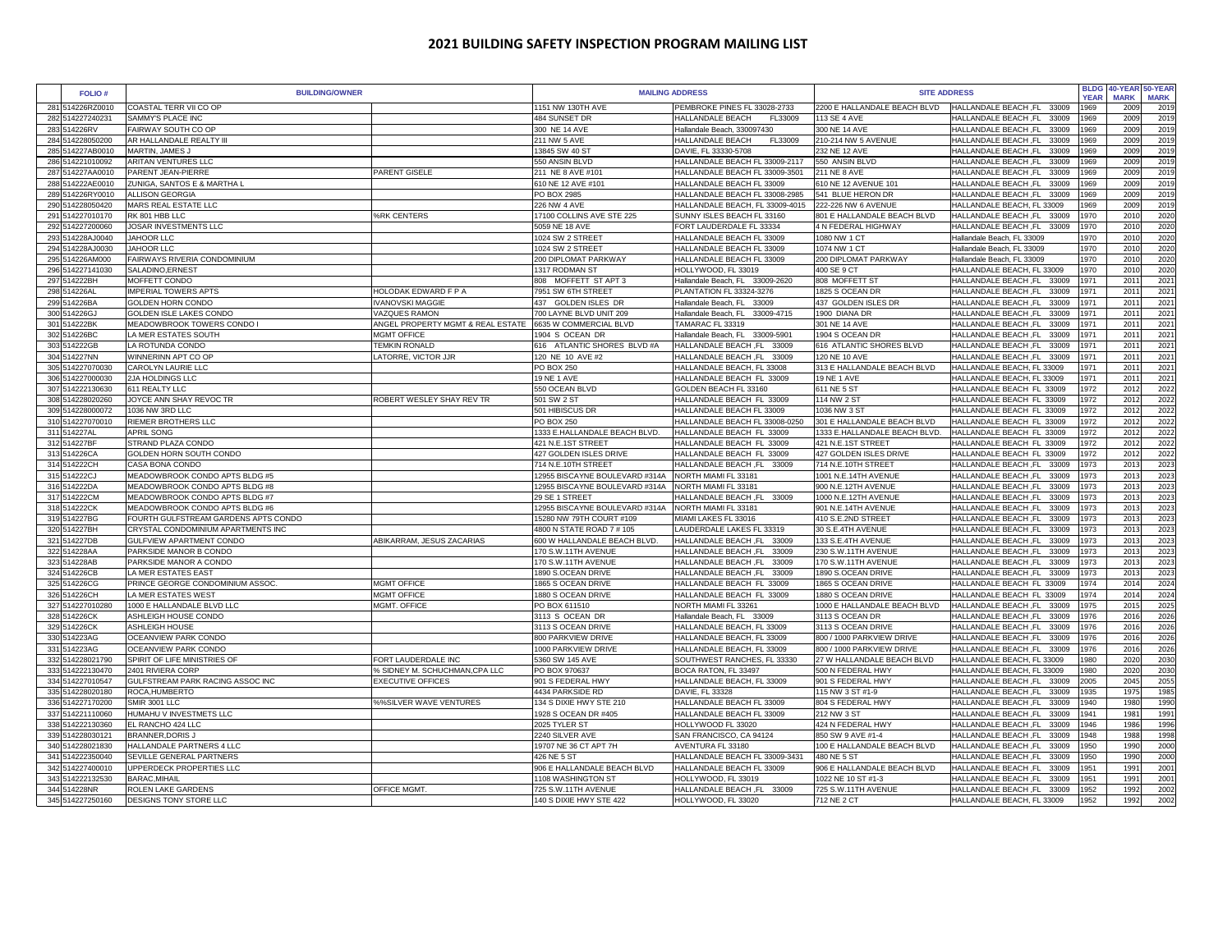# 2021 BUILDING SAFETY INSPECTION PROGRAM MAILING LIST

| | FOLIO # | BUILDING/OWNER | | MAILING ADDRESS | | SITE ADDRESS | | BLDG YEAR | 40-YEAR MARK | 50-YEAR MARK |
|---|---|---|---|---|---|---|---|---|---|---|
| 281 | 514226RZ0010 | COASTAL TERR VII CO OP | | 1151 NW 130TH AVE | PEMBROKE PINES FL 33028-2733 | 2200 E HALLANDALE BEACH BLVD | HALLANDALE BEACH ,FL 33009 | 1969 | 2009 | 2019 |
| 282 | 514227240231 | SAMMY'S PLACE INC | | 484 SUNSET DR | HALLANDALE BEACH FL33009 | 113 SE 4 AVE | HALLANDALE BEACH ,FL 33009 | 1969 | 2009 | 2019 |
| 283 | 514226RV | FAIRWAY SOUTH CO OP | | 300 NE 14 AVE | Hallandale Beach, 330097430 | 300 NE 14 AVE | HALLANDALE BEACH ,FL 33009 | 1969 | 2009 | 2019 |
| 284 | 514228050200 | AR HALLANDALE REALTY III | | 211 NW 5 AVE | HALLANDALE BEACH FL33009 | 210-214 NW 5 AVENUE | HALLANDALE BEACH ,FL 33009 | 1969 | 2009 | 2019 |
| 285 | 514227AB0010 | MARTIN, JAMES J | | 13845 SW 40 ST | DAVIE, FL 33330-5708 | 232 NE 12 AVE | HALLANDALE BEACH ,FL 33009 | 1969 | 2009 | 2019 |
| 286 | 514221010092 | ARITAN VENTURES LLC | | 550 ANSIN BLVD | HALLANDALE BEACH FL 33009-2117 | 550 ANSIN BLVD | HALLANDALE BEACH ,FL 33009 | 1969 | 2009 | 2019 |
| 287 | 514227AA0010 | PARENT JEAN-PIERRE | PARENT GISELE | 211 NE 8 AVE #101 | HALLANDALE BEACH FL 33009-3501 | 211 NE 8 AVE | HALLANDALE BEACH ,FL 33009 | 1969 | 2009 | 2019 |
| 288 | 514226AE0010 | ZUNIGA, SANTOS E & MARTHA L | | 610 NE 12 AVE #101 | HALLANDALE BEACH FL 33009 | 610 NE 12 AVENUE 101 | HALLANDALE BEACH ,FL 33009 | 1969 | 2009 | 2019 |
| 289 | 514226RY0010 | ALLISON GEORGIA | | PO BOX 2985 | HALLANDALE BEACH FL 33008-2985 | 541 BLUE HERON DR | HALLANDALE BEACH ,FL 33009 | 1969 | 2009 | 2019 |
| 290 | 514228050420 | MARS REAL ESTATE LLC | | 226 NW 4 AVE | HALLANDALE BEACH, FL 33009-4015 | 222-226 NW 6 AVENUE | HALLANDALE BEACH, FL 33009 | 1969 | 2009 | 2019 |
| 291 | 514227010170 | RK 801 HBB LLC | %RK CENTERS | 17100 COLLINS AVE STE 225 | SUNNY ISLES BEACH FL 33160 | 801 E HALLANDALE BEACH BLVD | HALLANDALE BEACH ,FL 33009 | 1970 | 2010 | 2020 |
| 292 | 514227200060 | JOSAR INVESTMENTS LLC | | 5059 NE 18 AVE | FORT LAUDERDALE FL 33334 | 4 N FEDERAL HIGHWAY | HALLANDALE BEACH ,FL 33009 | 1970 | 2010 | 2020 |
| 293 | 514228AJ0040 | JAHOOR LLC | | 1024 SW 2 STREET | HALLANDALE BEACH FL 33009 | 1080 NW 1 CT | Hallandale Beach, FL 33009 | 1970 | 2010 | 2020 |
| 294 | 514228AJ0030 | JAHOOR LLC | | 1024 SW 2 STREET | HALLANDALE BEACH FL 33009 | 1074 NW 1 CT | Hallandale Beach, FL 33009 | 1970 | 2010 | 2020 |
| 295 | 514226AM000 | FAIRWAYS RIVERIA CONDOMINIUM | | 200 DIPLOMAT PARKWAY | HALLANDALE BEACH FL 33009 | 200 DIPLOMAT PARKWAY | Hallandale Beach, FL 33009 | 1970 | 2010 | 2020 |
| 296 | 514227141030 | SALADINO,ERNEST | | 1317 RODMAN ST | HOLLYWOOD, FL 33019 | 400 SE 9 CT | HALLANDALE BEACH, FL 33009 | 1970 | 2010 | 2020 |
| 297 | 514222BH | MOFFETT CONDO | | 808 MOFFETT ST APT 3 | Hallandale Beach, FL 33009-2620 | 808 MOFFETT ST | HALLANDALE BEACH ,FL 33009 | 1971 | 2011 | 2021 |
| 298 | 514226AL | IMPERIAL TOWERS APTS | HOLODAK EDWARD F P A | 7951 SW 6TH STREET | PLANTATION FL 33324-3276 | 1825 S OCEAN DR | HALLANDALE BEACH ,FL 33009 | 1971 | 2011 | 2021 |
| 299 | 514226BA | GOLDEN HORN CONDO | IVANOVSKI MAGGIE | 437 GOLDEN ISLES DR | Hallandale Beach, FL 33009 | 437 GOLDEN ISLES DR | HALLANDALE BEACH ,FL 33009 | 1971 | 2011 | 2021 |
| 300 | 514226GJ | GOLDEN ISLE LAKES CONDO | VAZQUES RAMON | 700 LAYNE BLVD UNIT 209 | Hallandale Beach, FL 33009-4715 | 1900 DIANA DR | HALLANDALE BEACH ,FL 33009 | 1971 | 2011 | 2021 |
| 301 | 514222BK | MEADOWBROOK TOWERS CONDO I | ANGEL PROPERTY MGMT & REAL ESTATE | 6635 W COMMERCIAL BLVD | TAMARAC FL 33319 | 301 NE 14 AVE | HALLANDALE BEACH ,FL 33009 | 1971 | 2011 | 2021 |
| 302 | 514226BC | LA MER ESTATES SOUTH | MGMT OFFICE | 1904 S OCEAN DR | Hallandale Beach, FL 33009-5901 | 1904 S OCEAN DR | HALLANDALE BEACH ,FL 33009 | 1971 | 2011 | 2021 |
| 303 | 514222GB | LA ROTUNDA CONDO | TEMKIN RONALD | 616 ATLANTIC SHORES BLVD #A | HALLANDALE BEACH ,FL 33009 | 616 ATLANTIC SHORES BLVD | HALLANDALE BEACH ,FL 33009 | 1971 | 2011 | 2021 |
| 304 | 514227NN | WINNERINN APT CO OP | LATORRE, VICTOR JJR | 120 NE 10 AVE #2 | HALLANDALE BEACH ,FL 33009 | 120 NE 10 AVE | HALLANDALE BEACH ,FL 33009 | 1971 | 2011 | 2021 |
| 305 | 514227070030 | CAROLYN LAURIE LLC | | PO BOX 250 | HALLANDALE BEACH, FL 33008 | 313 E HALLANDALE BEACH BLVD | HALLANDALE BEACH, FL 33009 | 1971 | 2011 | 2021 |
| 306 | 514227000030 | 2JA HOLDINGS LLC | | 19 NE 1 AVE | HALLANDALE BEACH, FL 33009 | 19 NE 1 AVE | HALLANDALE BEACH, FL 33009 | 1971 | 2011 | 2021 |
| 307 | 514222130630 | 611 REALTY LLC | | 550 OCEAN BLVD | GOLDEN BEACH FL 33160 | 611 NE 5 ST | HALLANDALE BEACH FL 33009 | 1972 | 2012 | 2022 |
| 308 | 514228020260 | JOYCE ANN SHAY REVOC TR | ROBERT WESLEY SHAY REV TR | 501 SW 2 ST | HALLANDALE BEACH FL 33009 | 114 NW 2 ST | HALLANDALE BEACH FL 33009 | 1972 | 2012 | 2022 |
| 309 | 514228000072 | 1036 NW 3RD LLC | | 501 HIBISCUS DR | HALLANDALE BEACH FL 33009 | 1036 NW 3 ST | HALLANDALE BEACH FL 33009 | 1972 | 2012 | 2022 |
| 310 | 514227070010 | RIEMER BROTHERS LLC | | PO BOX 250 | HALLANDALE BEACH FL 33008-0250 | 301 E HALLANDALE BEACH BLVD | HALLANDALE BEACH FL 33009 | 1972 | 2012 | 2022 |
| 311 | 514227AL | APRIL SONG | | 1333 E.HALLANDALE BEACH BLVD. | HALLANDALE BEACH FL 33009 | 1333 E.HALLANDALE BEACH BLVD. | HALLANDALE BEACH FL 33009 | 1972 | 2012 | 2022 |
| 312 | 514227BF | STRAND PLAZA CONDO | | 421 N.E.1ST STREET | HALLANDALE BEACH FL 33009 | 421 N.E.1ST STREET | HALLANDALE BEACH FL 33009 | 1972 | 2012 | 2022 |
| 313 | 514226CA | GOLDEN HORN SOUTH CONDO | | 427 GOLDEN ISLES DRIVE | HALLANDALE BEACH FL 33009 | 427 GOLDEN ISLES DRIVE | HALLANDALE BEACH FL 33009 | 1972 | 2012 | 2022 |
| 314 | 514222CH | CASA BONA CONDO | | 714 N.E.10TH STREET | HALLANDALE BEACH ,FL 33009 | 714 N.E.10TH STREET | HALLANDALE BEACH ,FL 33009 | 1973 | 2013 | 2023 |
| 315 | 514222CJ | MEADOWBROOK CONDO APTS BLDG #5 | | 12955 BISCAYNE BOULEVARD #314A | NORTH MIAMI FL 33181 | 1001 N.E.14TH AVENUE | HALLANDALE BEACH ,FL 33009 | 1973 | 2013 | 2023 |
| 316 | 514222DA | MEADOWBROOK CONDO APTS BLDG #8 | | 12955 BISCAYNE BOULEVARD #314A | NORTH MIAMI FL 33181 | 900 N.E.12TH AVENUE | HALLANDALE BEACH ,FL 33009 | 1973 | 2013 | 2023 |
| 317 | 514222CM | MEADOWBROOK CONDO APTS BLDG #7 | | 29 SE 1 STREET | HALLANDALE BEACH ,FL 33009 | 1000 N.E.12TH AVENUE | HALLANDALE BEACH ,FL 33009 | 1973 | 2013 | 2023 |
| 318 | 514222CK | MEADOWBROOK CONDO APTS BLDG #6 | | 12955 BISCAYNE BOULEVARD #314A | NORTH MIAMI FL 33181 | 901 N.E.14TH AVENUE | HALLANDALE BEACH ,FL 33009 | 1973 | 2013 | 2023 |
| 319 | 514227BG | FOURTH GULFSTREAM GARDENS APTS CONDO | | 15280 NW 79TH COURT #109 | MIAMI LAKES FL 33016 | 410 S.E.2ND STREET | HALLANDALE BEACH ,FL 33009 | 1973 | 2013 | 2023 |
| 320 | 514227BH | CRYSTAL CONDOMINIUM APARTMENTS INC | | 4800 N STATE ROAD 7 # 105 | LAUDERDALE LAKES FL 33319 | 30 S.E.4TH AVENUE | HALLANDALE BEACH ,FL 33009 | 1973 | 2013 | 2023 |
| 321 | 514227DB | GULFVIEW APARTMENT CONDO | ABIKARRAM, JESUS ZACARIAS | 600 W HALLANDALE BEACH BLVD. | HALLANDALE BEACH ,FL 33009 | 133 S.E.4TH AVENUE | HALLANDALE BEACH ,FL 33009 | 1973 | 2013 | 2023 |
| 322 | 514228AA | PARKSIDE MANOR B CONDO | | 170 S.W.11TH AVENUE | HALLANDALE BEACH ,FL 33009 | 230 S.W.11TH AVENUE | HALLANDALE BEACH ,FL 33009 | 1973 | 2013 | 2023 |
| 323 | 514228AB | PARKSIDE MANOR A CONDO | | 170 S.W.11TH AVENUE | HALLANDALE BEACH ,FL 33009 | 170 S.W.11TH AVENUE | HALLANDALE BEACH ,FL 33009 | 1973 | 2013 | 2023 |
| 324 | 514226CB | LA MER ESTATES EAST | | 1890 S.OCEAN DRIVE | HALLANDALE BEACH ,FL 33009 | 1890 S.OCEAN DRIVE | HALLANDALE BEACH ,FL 33009 | 1973 | 2013 | 2023 |
| 325 | 514226CG | PRINCE GEORGE CONDOMINIUM ASSOC. | MGMT OFFICE | 1865 S OCEAN DRIVE | HALLANDALE BEACH FL 33009 | 1865 S OCEAN DRIVE | HALLANDALE BEACH FL 33009 | 1974 | 2014 | 2024 |
| 326 | 514226CH | LA MER ESTATES WEST | MGMT OFFICE | 1880 S OCEAN DRIVE | HALLANDALE BEACH FL 33009 | 1880 S OCEAN DRIVE | HALLANDALE BEACH FL 33009 | 1974 | 2014 | 2024 |
| 327 | 514227010280 | 1000 E HALLANDALE BLVD LLC | MGMT. OFFICE | PO BOX 611510 | NORTH MIAMI FL 33261 | 1000 E HALLANDALE BEACH BLVD | HALLANDALE BEACH ,FL 33009 | 1975 | 2015 | 2025 |
| 328 | 514226CK | ASHLEIGH HOUSE CONDO | | 3113 S OCEAN DR | Hallandale Beach, FL 33009 | 3113 S OCEAN DR | HALLANDALE BEACH ,FL 33009 | 1976 | 2016 | 2026 |
| 329 | 514226CK | ASHLEIGH HOUSE | | 3113 S OCEAN DRIVE | HALLANDALE BEACH, FL 33009 | 3113 S OCEAN DRIVE | HALLANDALE BEACH ,FL 33009 | 1976 | 2016 | 2026 |
| 330 | 514223AG | OCEANVIEW PARK CONDO | | 800 PARKVIEW DRIVE | HALLANDALE BEACH, FL 33009 | 800 / 1000 PARKVIEW DRIVE | HALLANDALE BEACH ,FL 33009 | 1976 | 2016 | 2026 |
| 331 | 514223AG | OCEANVIEW PARK CONDO | | 1000 PARKVIEW DRIVE | HALLANDALE BEACH, FL 33009 | 800 / 1000 PARKVIEW DRIVE | HALLANDALE BEACH ,FL 33009 | 1976 | 2016 | 2026 |
| 332 | 514228021790 | SPIRIT OF LIFE MINISTRIES OF | FORT LAUDERDALE INC | 5360 SW 145 AVE | SOUTHWEST RANCHES, FL 33330 | 27 W HALLANDALE BEACH BLVD | HALLANDALE BEACH, FL 33009 | 1980 | 2020 | 2030 |
| 333 | 514222130470 | 2401 RIVIERA CORP | % SIDNEY M. SCHUCHMAN,CPA LLC | PO BOX 970637 | BOCA RATON, FL 33497 | 500 N FEDERAL HWY | HALLANDALE BEACH, FL 33009 | 1980 | 2020 | 2030 |
| 334 | 514227010547 | GULFSTREAM PARK RACING ASSOC INC | EXECUTIVE OFFICES | 901 S FEDERAL HWY | HALLANDALE BEACH, FL 33009 | 901 S FEDERAL HWY | HALLANDALE BEACH ,FL 33009 | 2005 | 2045 | 2055 |
| 335 | 514228020180 | ROCA,HUMBERTO | | 4434 PARKSIDE RD | DAVIE, FL 33328 | 115 NW 3 ST #1-9 | HALLANDALE BEACH ,FL 33009 | 1935 | 1975 | 1985 |
| 336 | 514227170200 | SMIR 3001 LLC | %%SILVER WAVE VENTURES | 134 S DIXIE HWY STE 210 | HALLANDALE BEACH FL 33009 | 804 S FEDERAL HWY | HALLANDALE BEACH ,FL 33009 | 1940 | 1980 | 1990 |
| 337 | 514221110060 | HUMAHU V INVESTMETS LLC | | 1928 S OCEAN DR #405 | HALLANDALE BEACH FL 33009 | 212 NW 3 ST | HALLANDALE BEACH ,FL 33009 | 1941 | 1981 | 1991 |
| 338 | 514222130360 | EL RANCHO 424 LLC | | 2025 TYLER ST | HOLLYWOOD FL 33020 | 424 N FEDERAL HWY | HALLANDALE BEACH ,FL 33009 | 1946 | 1986 | 1996 |
| 339 | 514228030121 | BRANNER,DORIS J | | 2240 SILVER AVE | SAN FRANCISCO, CA 94124 | 850 SW 9 AVE #1-4 | HALLANDALE BEACH ,FL 33009 | 1948 | 1988 | 1998 |
| 340 | 514228021830 | HALLANDALE PARTNERS 4 LLC | | 19707 NE 36 CT APT 7H | AVENTURA FL 33180 | 100 E HALLANDALE BEACH BLVD | HALLANDALE BEACH ,FL 33009 | 1950 | 1990 | 2000 |
| 341 | 514222350040 | SEVILLE GENERAL PARTNERS | | 426 NE 5 ST | HALLANDALE BEACH FL 33009-3431 | 480 NE 5 ST | HALLANDALE BEACH ,FL 33009 | 1950 | 1990 | 2000 |
| 342 | 514227400010 | UPPERDECK PROPERTIES LLC | | 906 E HALLANDALE BEACH BLVD | HALLANDALE BEACH FL 33009 | 906 E HALLANDALE BEACH BLVD | HALLANDALE BEACH ,FL 33009 | 1951 | 1991 | 2001 |
| 343 | 514222132530 | BARAC,MIHAIL | | 1108 WASHINGTON ST | HOLLYWOOD, FL 33019 | 1022 NE 10 ST #1-3 | HALLANDALE BEACH ,FL 33009 | 1951 | 1991 | 2001 |
| 344 | 514228NR | ROLEN LAKE GARDENS | OFFICE MGMT. | 725 S.W.11TH AVENUE | HALLANDALE BEACH ,FL 33009 | 725 S.W.11TH AVENUE | HALLANDALE BEACH ,FL 33009 | 1952 | 1992 | 2002 |
| 345 | 514227250160 | DESIGNS TONY STORE LLC | | 140 S DIXIE HWY STE 422 | HOLLYWOOD, FL 33020 | 712 NE 2 CT | HALLANDALE BEACH, FL 33009 | 1952 | 1992 | 2002 |